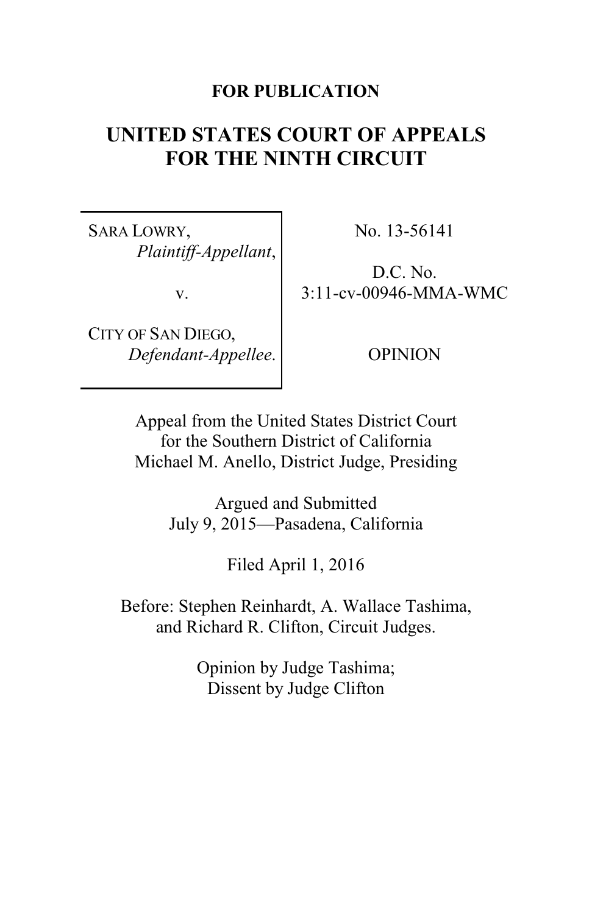**FOR PUBLICATION**

# UNITED STATES COURT OF APPEALS FOR THE NINTH CIRCUIT

| | |
|---|---|
| SARA LOWRY, *Plaintiff-Appellant*, v. CITY OF SAN DIEGO, *Defendant-Appellee*. | No. 13-56141 D.C. No. 3:11-cv-00946-MMA-WMC OPINION |

Appeal from the United States District Court
for the Southern District of California
Michael M. Anello, District Judge, Presiding

Argued and Submitted
July 9, 2015—Pasadena, California

Filed April 1, 2016

Before: Stephen Reinhardt, A. Wallace Tashima,
and Richard R. Clifton, Circuit Judges.

Opinion by Judge Tashima;
Dissent by Judge Clifton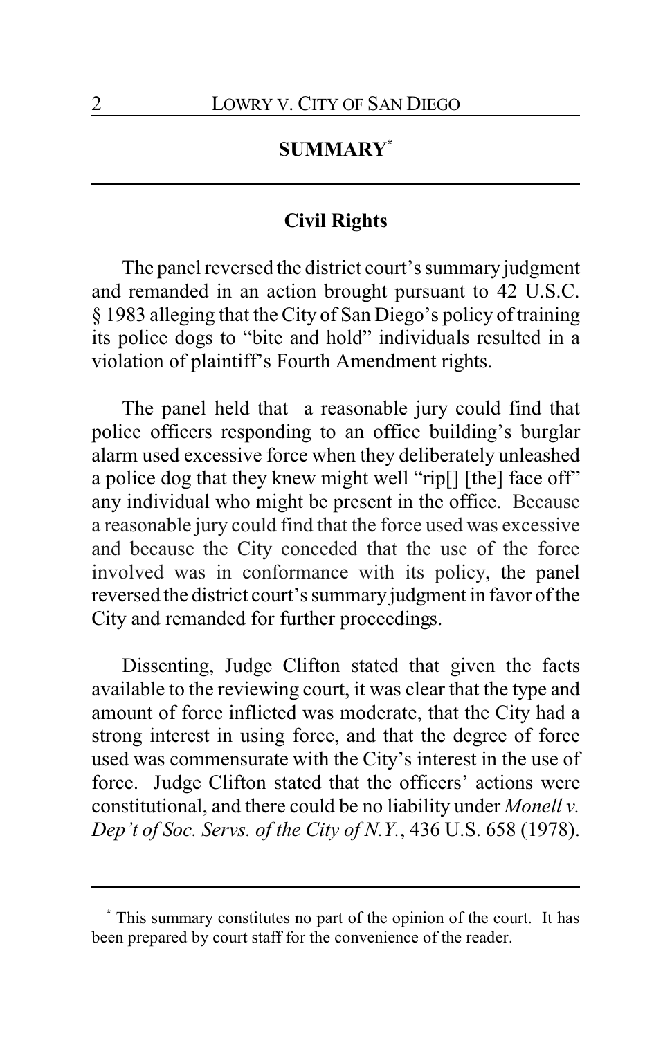## SUMMARY[*]

### Civil Rights

The panel reversed the district court's summary judgment and remanded in an action brought pursuant to 42 U.S.C. § 1983 alleging that the City of San Diego's policy of training its police dogs to "bite and hold" individuals resulted in a violation of plaintiff's Fourth Amendment rights.

The panel held that a reasonable jury could find that police officers responding to an office building's burglar alarm used excessive force when they deliberately unleashed a police dog that they knew might well "rip[] [the] face off" any individual who might be present in the office. Because a reasonable jury could find that the force used was excessive and because the City conceded that the use of the force involved was in conformance with its policy, the panel reversed the district court's summary judgment in favor of the City and remanded for further proceedings.

Dissenting, Judge Clifton stated that given the facts available to the reviewing court, it was clear that the type and amount of force inflicted was moderate, that the City had a strong interest in using force, and that the degree of force used was commensurate with the City's interest in the use of force. Judge Clifton stated that the officers' actions were constitutional, and there could be no liability under *Monell v. Dep't of Soc. Servs. of the City of N.Y.*, 436 U.S. 658 (1978).

---

[*] This summary constitutes no part of the opinion of the court. It has been prepared by court staff for the convenience of the reader.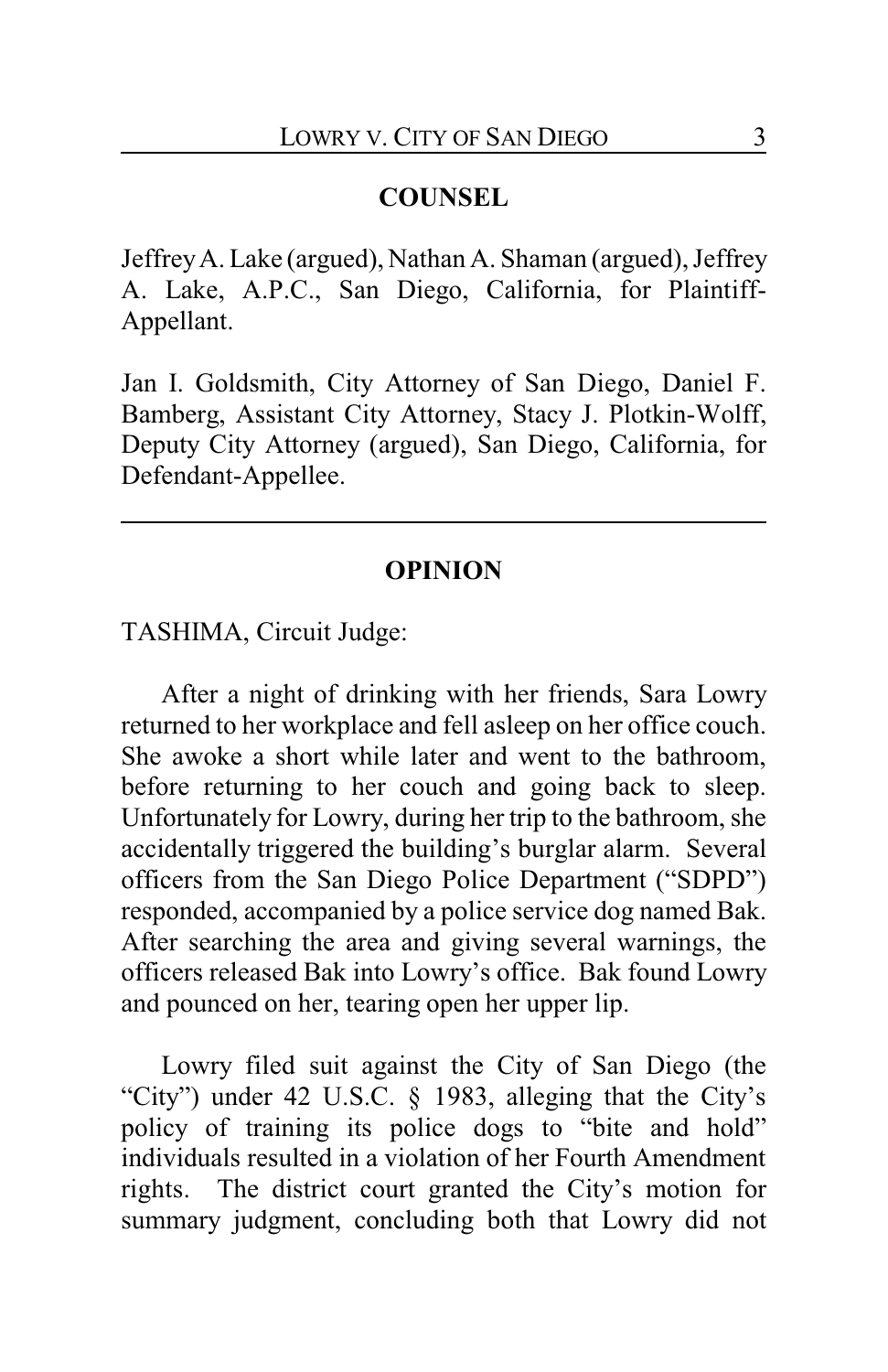## COUNSEL

Jeffrey A. Lake (argued), Nathan A. Shaman (argued), Jeffrey A. Lake, A.P.C., San Diego, California, for Plaintiff-Appellant.

Jan I. Goldsmith, City Attorney of San Diego, Daniel F. Bamberg, Assistant City Attorney, Stacy J. Plotkin-Wolff, Deputy City Attorney (argued), San Diego, California, for Defendant-Appellee.

---

## OPINION

TASHIMA, Circuit Judge:

After a night of drinking with her friends, Sara Lowry returned to her workplace and fell asleep on her office couch. She awoke a short while later and went to the bathroom, before returning to her couch and going back to sleep. Unfortunately for Lowry, during her trip to the bathroom, she accidentally triggered the building's burglar alarm. Several officers from the San Diego Police Department ("SDPD") responded, accompanied by a police service dog named Bak. After searching the area and giving several warnings, the officers released Bak into Lowry's office. Bak found Lowry and pounced on her, tearing open her upper lip.

Lowry filed suit against the City of San Diego (the "City") under 42 U.S.C. § 1983, alleging that the City's policy of training its police dogs to "bite and hold" individuals resulted in a violation of her Fourth Amendment rights. The district court granted the City's motion for summary judgment, concluding both that Lowry did not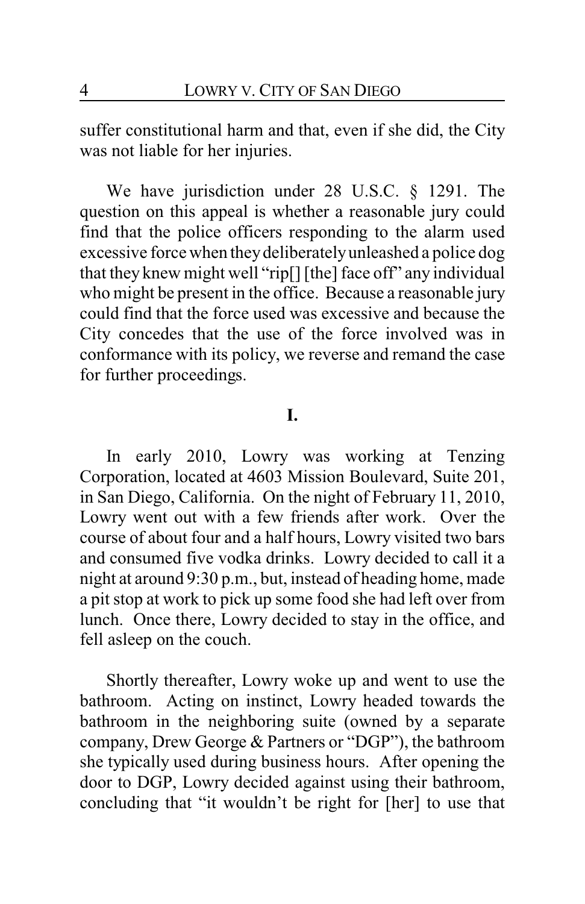suffer constitutional harm and that, even if she did, the City was not liable for her injuries.

We have jurisdiction under 28 U.S.C. § 1291. The question on this appeal is whether a reasonable jury could find that the police officers responding to the alarm used excessive force when they deliberately unleashed a police dog that they knew might well "rip[] [the] face off" any individual who might be present in the office. Because a reasonable jury could find that the force used was excessive and because the City concedes that the use of the force involved was in conformance with its policy, we reverse and remand the case for further proceedings.

## I.

In early 2010, Lowry was working at Tenzing Corporation, located at 4603 Mission Boulevard, Suite 201, in San Diego, California. On the night of February 11, 2010, Lowry went out with a few friends after work. Over the course of about four and a half hours, Lowry visited two bars and consumed five vodka drinks. Lowry decided to call it a night at around 9:30 p.m., but, instead of heading home, made a pit stop at work to pick up some food she had left over from lunch. Once there, Lowry decided to stay in the office, and fell asleep on the couch.

Shortly thereafter, Lowry woke up and went to use the bathroom. Acting on instinct, Lowry headed towards the bathroom in the neighboring suite (owned by a separate company, Drew George & Partners or "DGP"), the bathroom she typically used during business hours. After opening the door to DGP, Lowry decided against using their bathroom, concluding that "it wouldn't be right for [her] to use that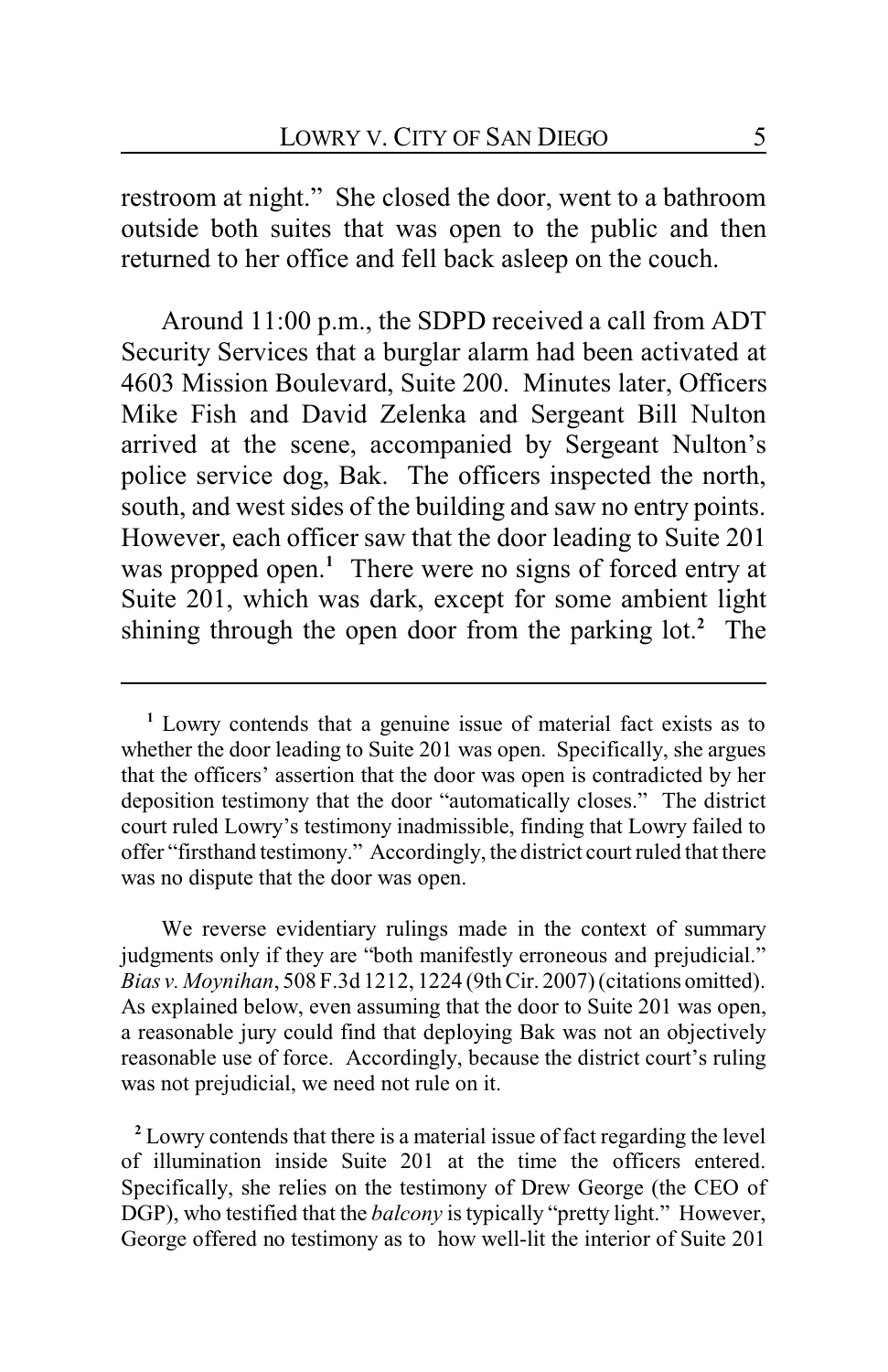restroom at night." She closed the door, went to a bathroom outside both suites that was open to the public and then returned to her office and fell back asleep on the couch.

Around 11:00 p.m., the SDPD received a call from ADT Security Services that a burglar alarm had been activated at 4603 Mission Boulevard, Suite 200. Minutes later, Officers Mike Fish and David Zelenka and Sergeant Bill Nulton arrived at the scene, accompanied by Sergeant Nulton's police service dog, Bak. The officers inspected the north, south, and west sides of the building and saw no entry points. However, each officer saw that the door leading to Suite 201 was propped open.[1] There were no signs of forced entry at Suite 201, which was dark, except for some ambient light shining through the open door from the parking lot.[2] The

---

[1] Lowry contends that a genuine issue of material fact exists as to whether the door leading to Suite 201 was open. Specifically, she argues that the officers' assertion that the door was open is contradicted by her deposition testimony that the door "automatically closes." The district court ruled Lowry's testimony inadmissible, finding that Lowry failed to offer "firsthand testimony." Accordingly, the district court ruled that there was no dispute that the door was open.

We reverse evidentiary rulings made in the context of summary judgments only if they are "both manifestly erroneous and prejudicial." *Bias v. Moynihan*, 508 F.3d 1212, 1224 (9th Cir. 2007) (citations omitted). As explained below, even assuming that the door to Suite 201 was open, a reasonable jury could find that deploying Bak was not an objectively reasonable use of force. Accordingly, because the district court's ruling was not prejudicial, we need not rule on it.

[2] Lowry contends that there is a material issue of fact regarding the level of illumination inside Suite 201 at the time the officers entered. Specifically, she relies on the testimony of Drew George (the CEO of DGP), who testified that the *balcony* is typically "pretty light." However, George offered no testimony as to how well-lit the interior of Suite 201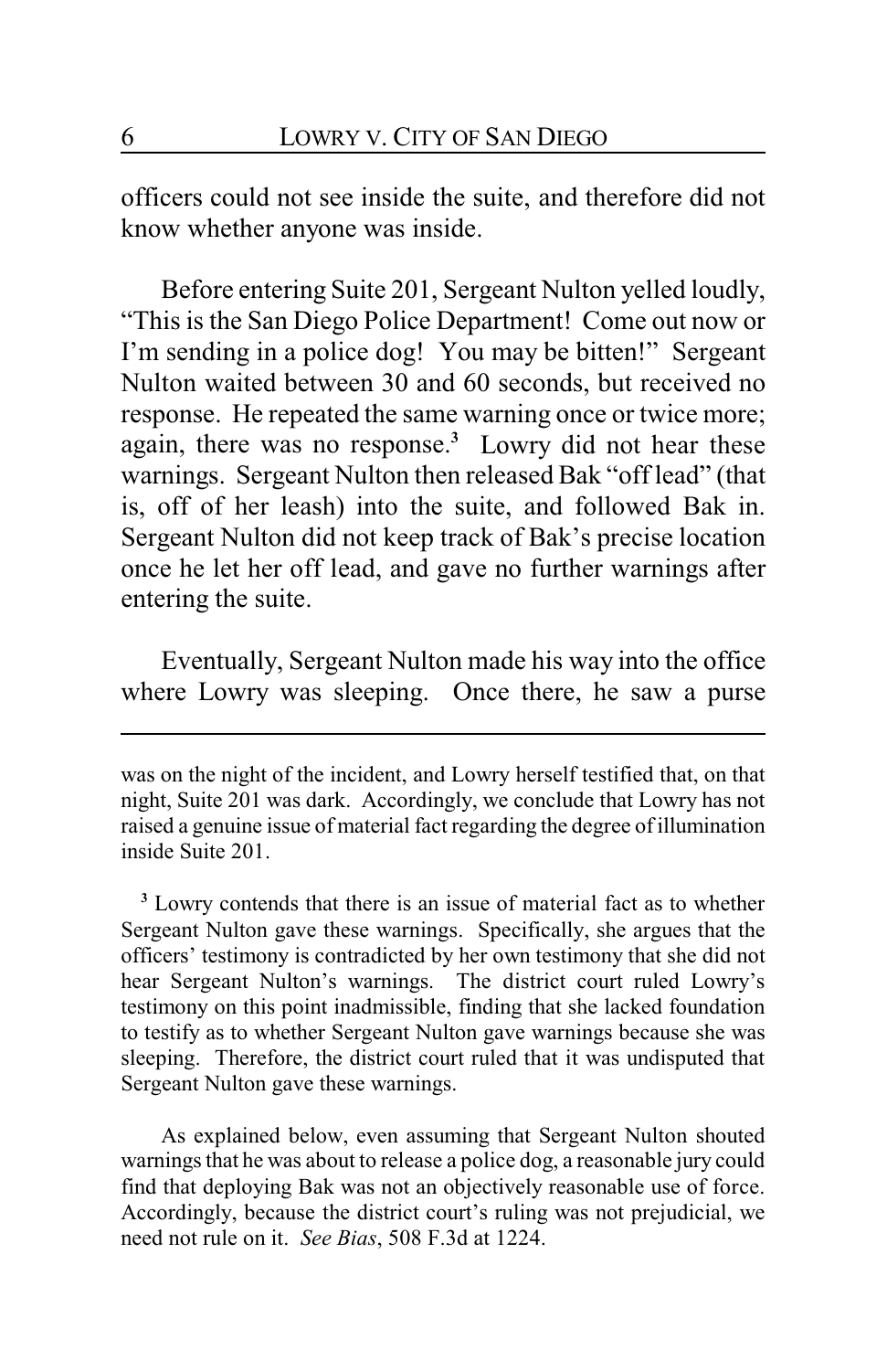officers could not see inside the suite, and therefore did not know whether anyone was inside.

Before entering Suite 201, Sergeant Nulton yelled loudly, "This is the San Diego Police Department! Come out now or I'm sending in a police dog! You may be bitten!" Sergeant Nulton waited between 30 and 60 seconds, but received no response. He repeated the same warning once or twice more; again, there was no response.[3] Lowry did not hear these warnings. Sergeant Nulton then released Bak "off lead" (that is, off of her leash) into the suite, and followed Bak in. Sergeant Nulton did not keep track of Bak's precise location once he let her off lead, and gave no further warnings after entering the suite.

Eventually, Sergeant Nulton made his way into the office where Lowry was sleeping. Once there, he saw a purse

---

was on the night of the incident, and Lowry herself testified that, on that night, Suite 201 was dark. Accordingly, we conclude that Lowry has not raised a genuine issue of material fact regarding the degree of illumination inside Suite 201.

[3] Lowry contends that there is an issue of material fact as to whether Sergeant Nulton gave these warnings. Specifically, she argues that the officers' testimony is contradicted by her own testimony that she did not hear Sergeant Nulton's warnings. The district court ruled Lowry's testimony on this point inadmissible, finding that she lacked foundation to testify as to whether Sergeant Nulton gave warnings because she was sleeping. Therefore, the district court ruled that it was undisputed that Sergeant Nulton gave these warnings.

As explained below, even assuming that Sergeant Nulton shouted warnings that he was about to release a police dog, a reasonable jury could find that deploying Bak was not an objectively reasonable use of force. Accordingly, because the district court's ruling was not prejudicial, we need not rule on it. *See Bias*, 508 F.3d at 1224.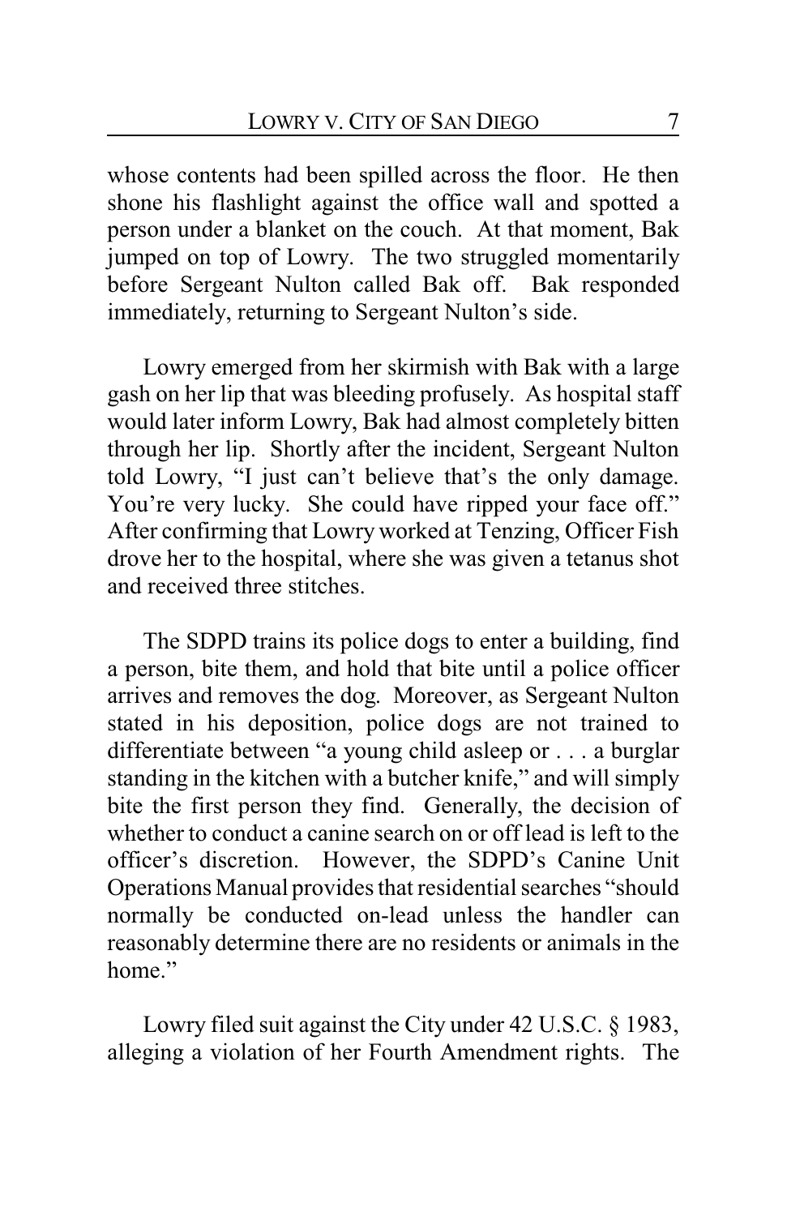whose contents had been spilled across the floor. He then shone his flashlight against the office wall and spotted a person under a blanket on the couch. At that moment, Bak jumped on top of Lowry. The two struggled momentarily before Sergeant Nulton called Bak off. Bak responded immediately, returning to Sergeant Nulton's side.

Lowry emerged from her skirmish with Bak with a large gash on her lip that was bleeding profusely. As hospital staff would later inform Lowry, Bak had almost completely bitten through her lip. Shortly after the incident, Sergeant Nulton told Lowry, "I just can't believe that's the only damage. You're very lucky. She could have ripped your face off." After confirming that Lowry worked at Tenzing, Officer Fish drove her to the hospital, where she was given a tetanus shot and received three stitches.

The SDPD trains its police dogs to enter a building, find a person, bite them, and hold that bite until a police officer arrives and removes the dog. Moreover, as Sergeant Nulton stated in his deposition, police dogs are not trained to differentiate between "a young child asleep or . . . a burglar standing in the kitchen with a butcher knife," and will simply bite the first person they find. Generally, the decision of whether to conduct a canine search on or off lead is left to the officer's discretion. However, the SDPD's Canine Unit Operations Manual provides that residential searches "should normally be conducted on-lead unless the handler can reasonably determine there are no residents or animals in the home."

Lowry filed suit against the City under 42 U.S.C. § 1983, alleging a violation of her Fourth Amendment rights. The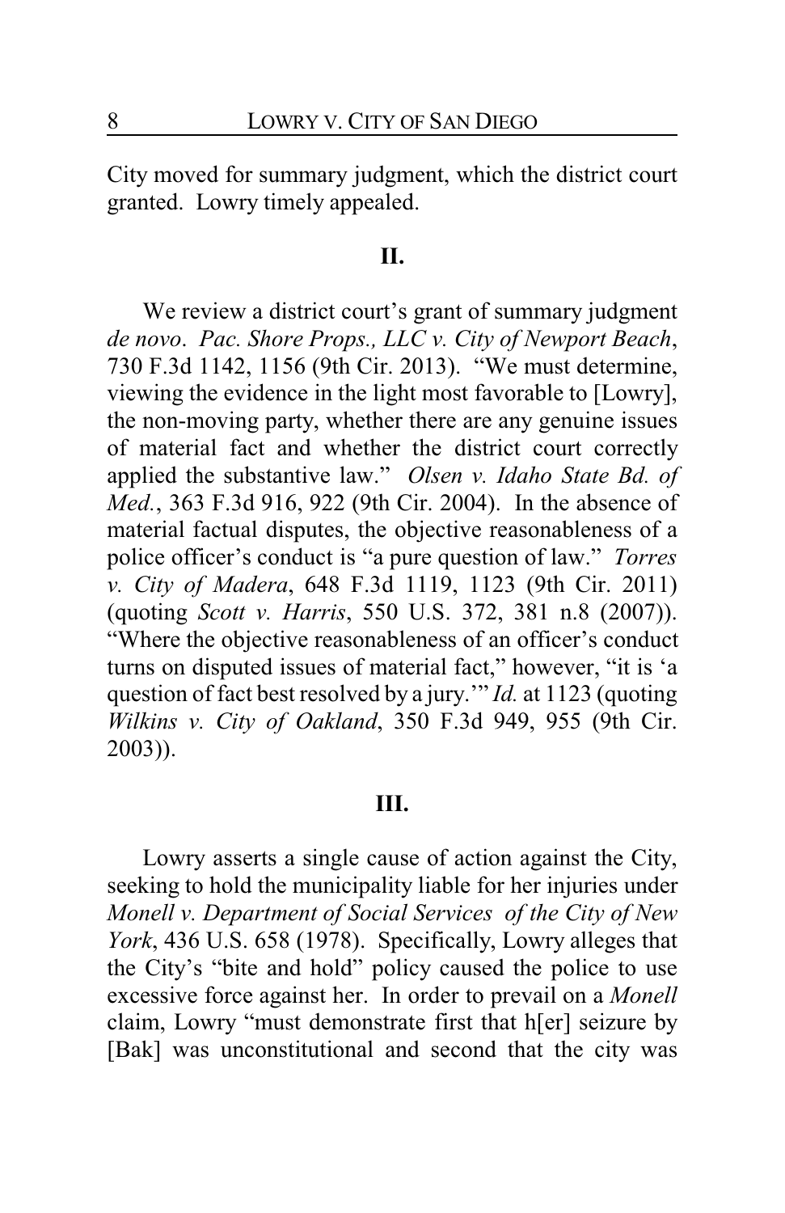City moved for summary judgment, which the district court granted. Lowry timely appealed.

## II.

We review a district court's grant of summary judgment *de novo*. *Pac. Shore Props., LLC v. City of Newport Beach*, 730 F.3d 1142, 1156 (9th Cir. 2013). "We must determine, viewing the evidence in the light most favorable to [Lowry], the non-moving party, whether there are any genuine issues of material fact and whether the district court correctly applied the substantive law." *Olsen v. Idaho State Bd. of Med.*, 363 F.3d 916, 922 (9th Cir. 2004). In the absence of material factual disputes, the objective reasonableness of a police officer's conduct is "a pure question of law." *Torres v. City of Madera*, 648 F.3d 1119, 1123 (9th Cir. 2011) (quoting *Scott v. Harris*, 550 U.S. 372, 381 n.8 (2007)). "Where the objective reasonableness of an officer's conduct turns on disputed issues of material fact," however, "it is 'a question of fact best resolved by a jury.'" *Id.* at 1123 (quoting *Wilkins v. City of Oakland*, 350 F.3d 949, 955 (9th Cir. 2003)).

## III.

Lowry asserts a single cause of action against the City, seeking to hold the municipality liable for her injuries under *Monell v. Department of Social Services of the City of New York*, 436 U.S. 658 (1978). Specifically, Lowry alleges that the City's "bite and hold" policy caused the police to use excessive force against her. In order to prevail on a *Monell* claim, Lowry "must demonstrate first that h[er] seizure by [Bak] was unconstitutional and second that the city was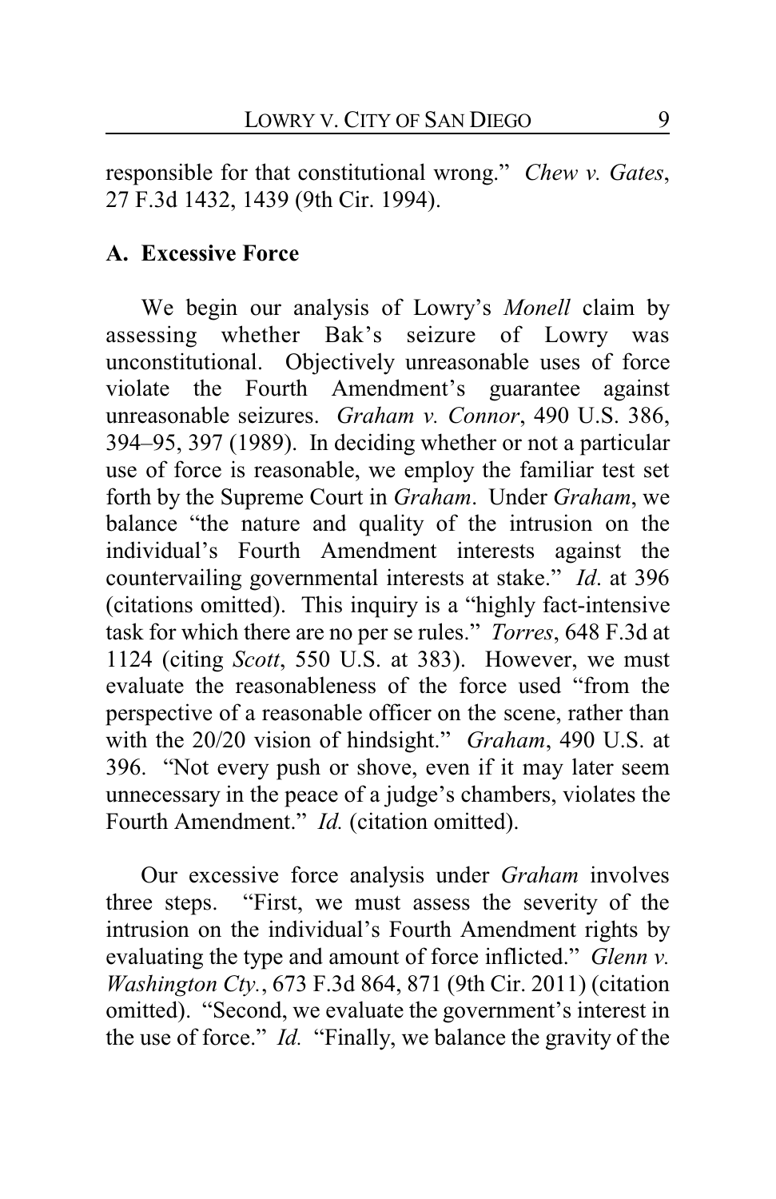responsible for that constitutional wrong." *Chew v. Gates*, 27 F.3d 1432, 1439 (9th Cir. 1994).

### A. Excessive Force

We begin our analysis of Lowry's *Monell* claim by assessing whether Bak's seizure of Lowry was unconstitutional. Objectively unreasonable uses of force violate the Fourth Amendment's guarantee against unreasonable seizures. *Graham v. Connor*, 490 U.S. 386, 394–95, 397 (1989). In deciding whether or not a particular use of force is reasonable, we employ the familiar test set forth by the Supreme Court in *Graham*. Under *Graham*, we balance "the nature and quality of the intrusion on the individual's Fourth Amendment interests against the countervailing governmental interests at stake." *Id*. at 396 (citations omitted). This inquiry is a "highly fact-intensive task for which there are no per se rules." *Torres*, 648 F.3d at 1124 (citing *Scott*, 550 U.S. at 383). However, we must evaluate the reasonableness of the force used "from the perspective of a reasonable officer on the scene, rather than with the 20/20 vision of hindsight." *Graham*, 490 U.S. at 396. "Not every push or shove, even if it may later seem unnecessary in the peace of a judge's chambers, violates the Fourth Amendment." *Id.* (citation omitted).

Our excessive force analysis under *Graham* involves three steps. "First, we must assess the severity of the intrusion on the individual's Fourth Amendment rights by evaluating the type and amount of force inflicted." *Glenn v. Washington Cty.*, 673 F.3d 864, 871 (9th Cir. 2011) (citation omitted). "Second, we evaluate the government's interest in the use of force." *Id.* "Finally, we balance the gravity of the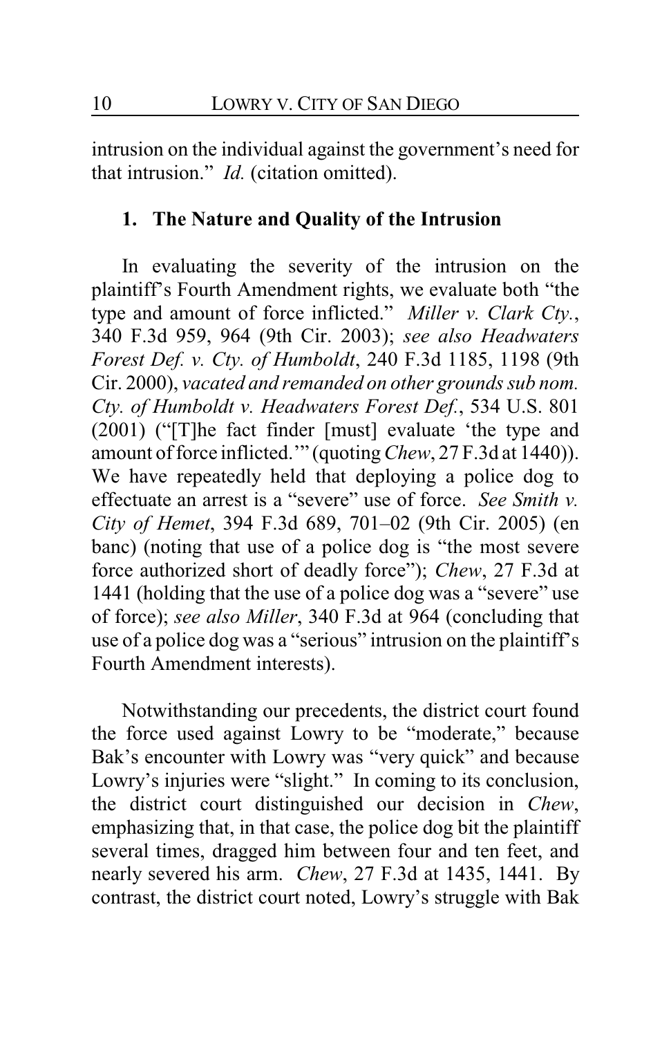intrusion on the individual against the government's need for that intrusion." *Id.* (citation omitted).

### 1. The Nature and Quality of the Intrusion

In evaluating the severity of the intrusion on the plaintiff's Fourth Amendment rights, we evaluate both "the type and amount of force inflicted." *Miller v. Clark Cty.*, 340 F.3d 959, 964 (9th Cir. 2003); *see also Headwaters Forest Def. v. Cty. of Humboldt*, 240 F.3d 1185, 1198 (9th Cir. 2000), *vacated and remanded on other grounds sub nom. Cty. of Humboldt v. Headwaters Forest Def.*, 534 U.S. 801 (2001) ("[T]he fact finder [must] evaluate 'the type and amount of force inflicted.'" (quoting *Chew*, 27 F.3d at 1440)). We have repeatedly held that deploying a police dog to effectuate an arrest is a "severe" use of force. *See Smith v. City of Hemet*, 394 F.3d 689, 701–02 (9th Cir. 2005) (en banc) (noting that use of a police dog is "the most severe force authorized short of deadly force"); *Chew*, 27 F.3d at 1441 (holding that the use of a police dog was a "severe" use of force); *see also Miller*, 340 F.3d at 964 (concluding that use of a police dog was a "serious" intrusion on the plaintiff's Fourth Amendment interests).

Notwithstanding our precedents, the district court found the force used against Lowry to be "moderate," because Bak's encounter with Lowry was "very quick" and because Lowry's injuries were "slight." In coming to its conclusion, the district court distinguished our decision in *Chew*, emphasizing that, in that case, the police dog bit the plaintiff several times, dragged him between four and ten feet, and nearly severed his arm. *Chew*, 27 F.3d at 1435, 1441. By contrast, the district court noted, Lowry's struggle with Bak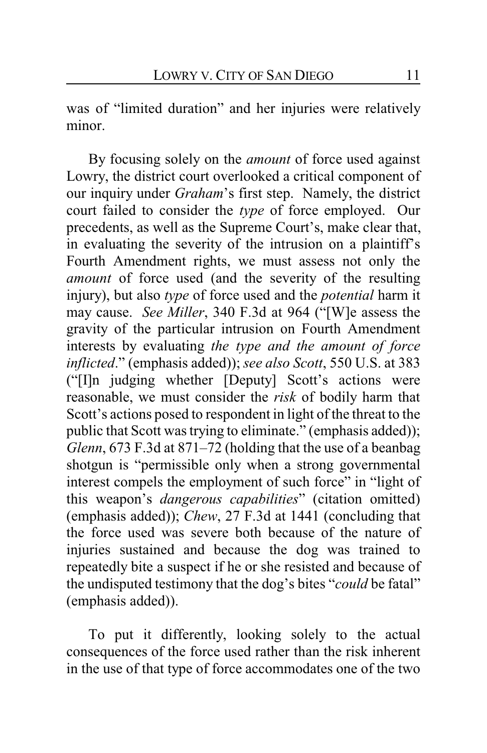was of "limited duration" and her injuries were relatively minor.

By focusing solely on the *amount* of force used against Lowry, the district court overlooked a critical component of our inquiry under *Graham*'s first step. Namely, the district court failed to consider the *type* of force employed. Our precedents, as well as the Supreme Court's, make clear that, in evaluating the severity of the intrusion on a plaintiff's Fourth Amendment rights, we must assess not only the *amount* of force used (and the severity of the resulting injury), but also *type* of force used and the *potential* harm it may cause. *See Miller*, 340 F.3d at 964 ("[W]e assess the gravity of the particular intrusion on Fourth Amendment interests by evaluating *the type and the amount of force inflicted*." (emphasis added)); *see also Scott*, 550 U.S. at 383 ("[I]n judging whether [Deputy] Scott's actions were reasonable, we must consider the *risk* of bodily harm that Scott's actions posed to respondent in light of the threat to the public that Scott was trying to eliminate." (emphasis added)); *Glenn*, 673 F.3d at 871–72 (holding that the use of a beanbag shotgun is "permissible only when a strong governmental interest compels the employment of such force" in "light of this weapon's *dangerous capabilities*" (citation omitted) (emphasis added)); *Chew*, 27 F.3d at 1441 (concluding that the force used was severe both because of the nature of injuries sustained and because the dog was trained to repeatedly bite a suspect if he or she resisted and because of the undisputed testimony that the dog's bites "*could* be fatal" (emphasis added)).

To put it differently, looking solely to the actual consequences of the force used rather than the risk inherent in the use of that type of force accommodates one of the two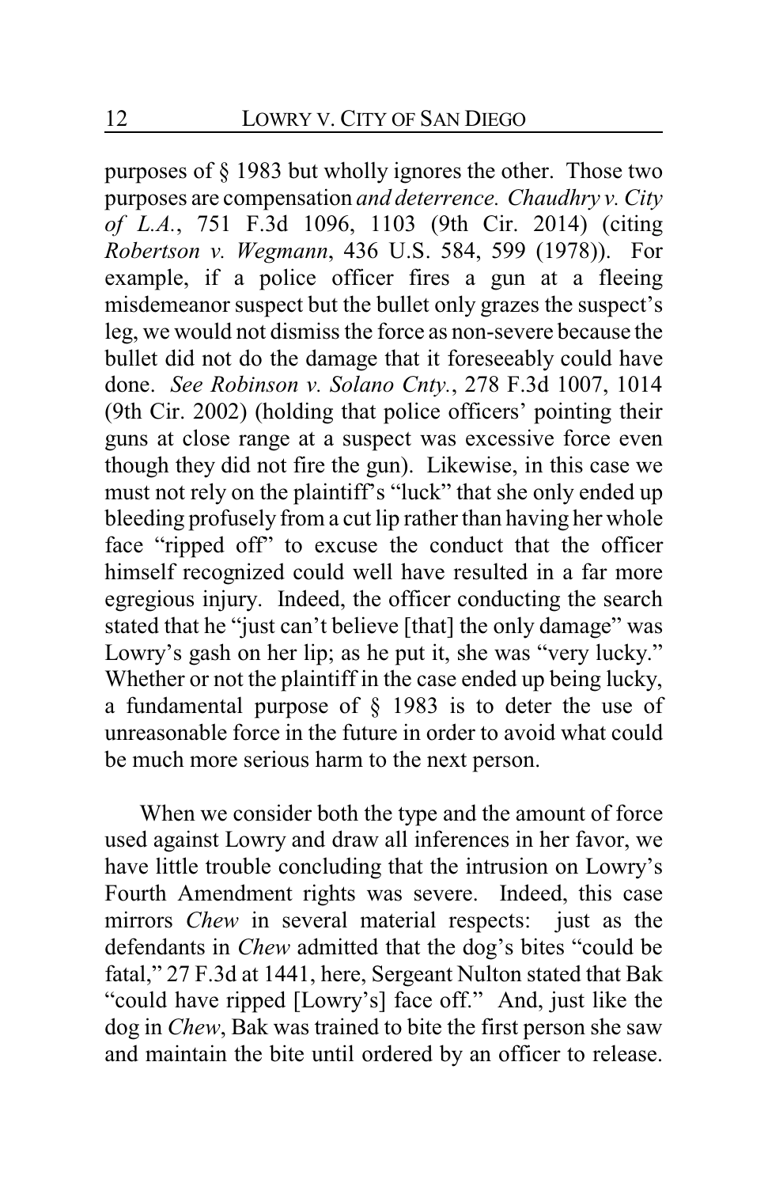purposes of § 1983 but wholly ignores the other. Those two purposes are compensation *and deterrence. Chaudhry v. City of L.A.*, 751 F.3d 1096, 1103 (9th Cir. 2014) (citing *Robertson v. Wegmann*, 436 U.S. 584, 599 (1978)). For example, if a police officer fires a gun at a fleeing misdemeanor suspect but the bullet only grazes the suspect's leg, we would not dismiss the force as non-severe because the bullet did not do the damage that it foreseeably could have done. *See Robinson v. Solano Cnty.*, 278 F.3d 1007, 1014 (9th Cir. 2002) (holding that police officers' pointing their guns at close range at a suspect was excessive force even though they did not fire the gun). Likewise, in this case we must not rely on the plaintiff's "luck" that she only ended up bleeding profusely from a cut lip rather than having her whole face "ripped off" to excuse the conduct that the officer himself recognized could well have resulted in a far more egregious injury. Indeed, the officer conducting the search stated that he "just can't believe [that] the only damage" was Lowry's gash on her lip; as he put it, she was "very lucky." Whether or not the plaintiff in the case ended up being lucky, a fundamental purpose of § 1983 is to deter the use of unreasonable force in the future in order to avoid what could be much more serious harm to the next person.

When we consider both the type and the amount of force used against Lowry and draw all inferences in her favor, we have little trouble concluding that the intrusion on Lowry's Fourth Amendment rights was severe. Indeed, this case mirrors *Chew* in several material respects: just as the defendants in *Chew* admitted that the dog's bites "could be fatal," 27 F.3d at 1441, here, Sergeant Nulton stated that Bak "could have ripped [Lowry's] face off." And, just like the dog in *Chew*, Bak was trained to bite the first person she saw and maintain the bite until ordered by an officer to release.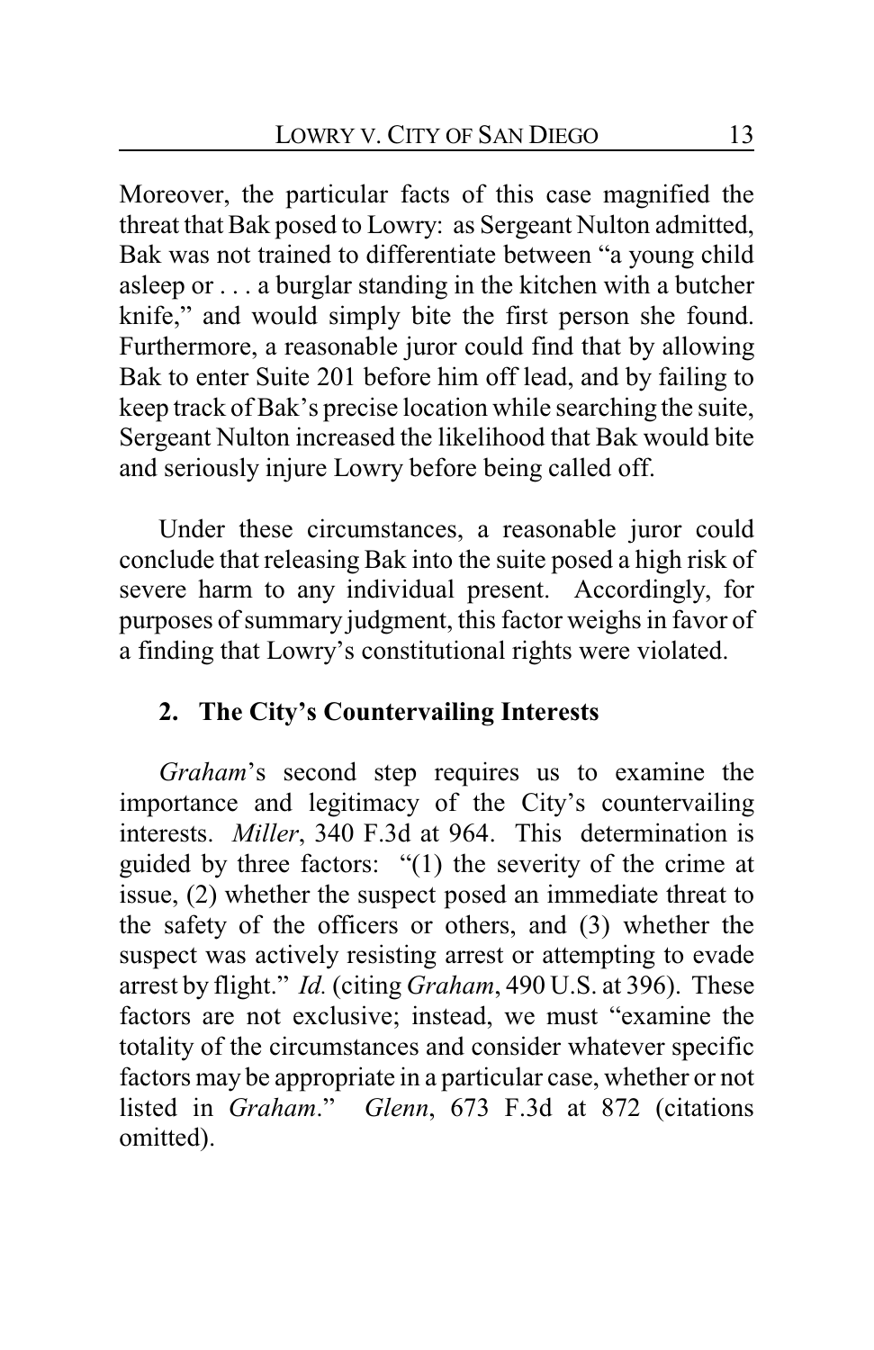Moreover, the particular facts of this case magnified the threat that Bak posed to Lowry: as Sergeant Nulton admitted, Bak was not trained to differentiate between "a young child asleep or . . . a burglar standing in the kitchen with a butcher knife," and would simply bite the first person she found. Furthermore, a reasonable juror could find that by allowing Bak to enter Suite 201 before him off lead, and by failing to keep track of Bak's precise location while searching the suite, Sergeant Nulton increased the likelihood that Bak would bite and seriously injure Lowry before being called off.

Under these circumstances, a reasonable juror could conclude that releasing Bak into the suite posed a high risk of severe harm to any individual present. Accordingly, for purposes of summary judgment, this factor weighs in favor of a finding that Lowry's constitutional rights were violated.

### 2. The City's Countervailing Interests

*Graham*'s second step requires us to examine the importance and legitimacy of the City's countervailing interests. *Miller*, 340 F.3d at 964. This determination is guided by three factors: "(1) the severity of the crime at issue, (2) whether the suspect posed an immediate threat to the safety of the officers or others, and (3) whether the suspect was actively resisting arrest or attempting to evade arrest by flight." *Id.* (citing *Graham*, 490 U.S. at 396). These factors are not exclusive; instead, we must "examine the totality of the circumstances and consider whatever specific factors may be appropriate in a particular case, whether or not listed in *Graham*." *Glenn*, 673 F.3d at 872 (citations omitted).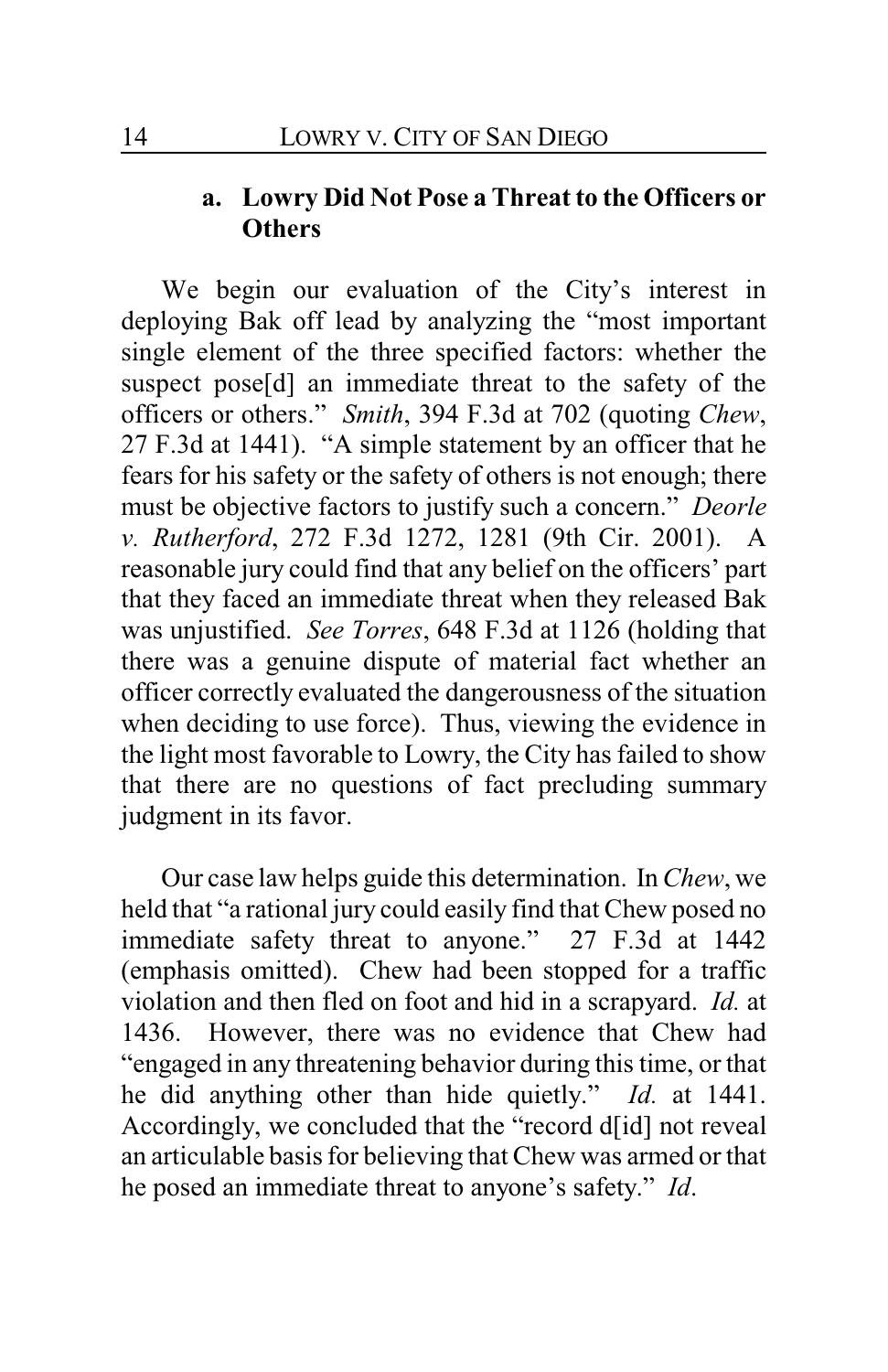### a. Lowry Did Not Pose a Threat to the Officers or Others

We begin our evaluation of the City's interest in deploying Bak off lead by analyzing the "most important single element of the three specified factors: whether the suspect pose[d] an immediate threat to the safety of the officers or others." *Smith*, 394 F.3d at 702 (quoting *Chew*, 27 F.3d at 1441). "A simple statement by an officer that he fears for his safety or the safety of others is not enough; there must be objective factors to justify such a concern." *Deorle v. Rutherford*, 272 F.3d 1272, 1281 (9th Cir. 2001). A reasonable jury could find that any belief on the officers' part that they faced an immediate threat when they released Bak was unjustified. *See Torres*, 648 F.3d at 1126 (holding that there was a genuine dispute of material fact whether an officer correctly evaluated the dangerousness of the situation when deciding to use force). Thus, viewing the evidence in the light most favorable to Lowry, the City has failed to show that there are no questions of fact precluding summary judgment in its favor.

Our case law helps guide this determination. In *Chew*, we held that "a rational jury could easily find that Chew posed no immediate safety threat to anyone." 27 F.3d at 1442 (emphasis omitted). Chew had been stopped for a traffic violation and then fled on foot and hid in a scrapyard. *Id.* at 1436. However, there was no evidence that Chew had "engaged in any threatening behavior during this time, or that he did anything other than hide quietly." *Id.* at 1441. Accordingly, we concluded that the "record d[id] not reveal an articulable basis for believing that Chew was armed or that he posed an immediate threat to anyone's safety." *Id*.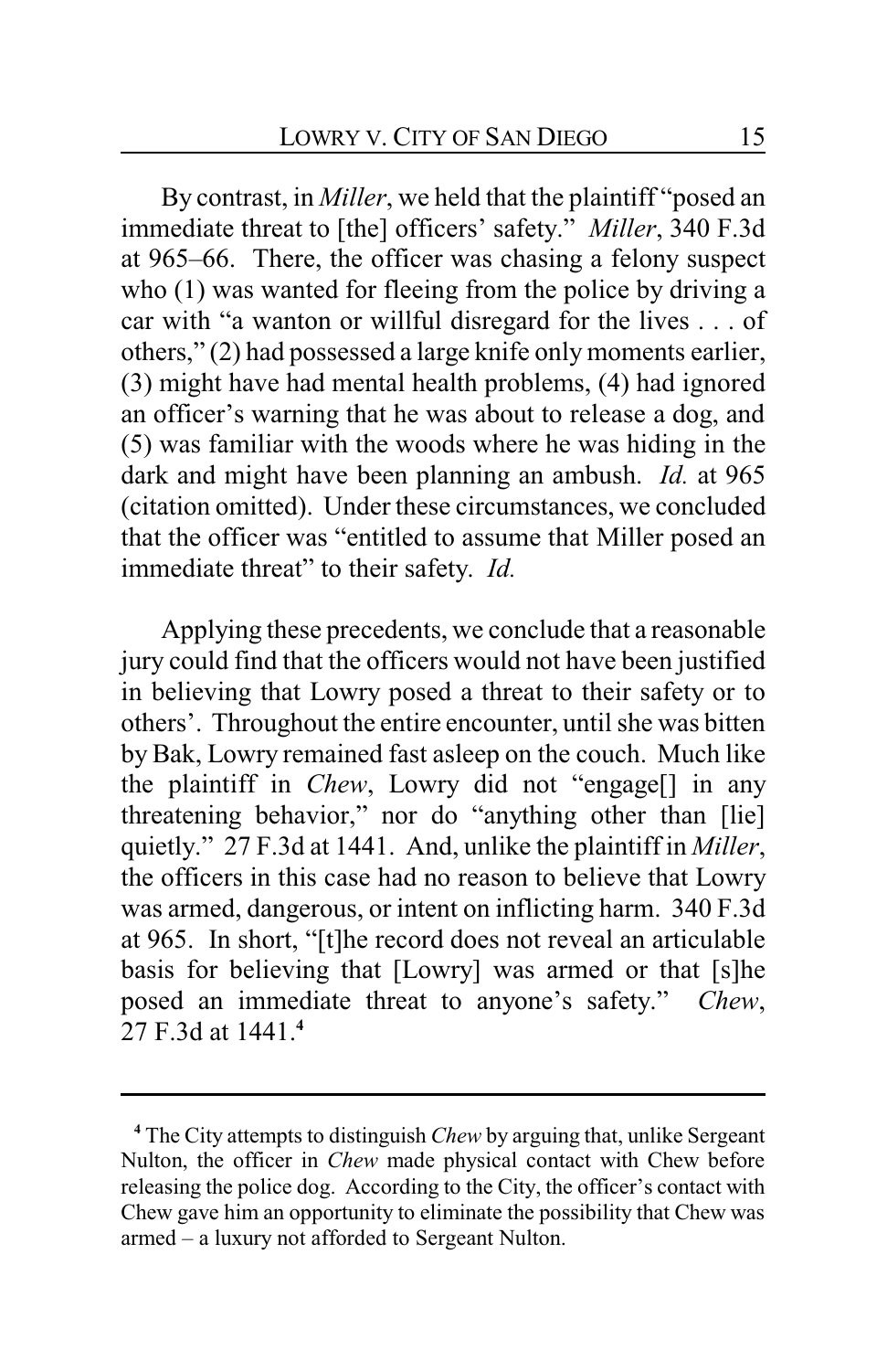By contrast, in *Miller*, we held that the plaintiff "posed an immediate threat to [the] officers' safety." *Miller*, 340 F.3d at 965–66. There, the officer was chasing a felony suspect who (1) was wanted for fleeing from the police by driving a car with "a wanton or willful disregard for the lives . . . of others," (2) had possessed a large knife only moments earlier, (3) might have had mental health problems, (4) had ignored an officer's warning that he was about to release a dog, and (5) was familiar with the woods where he was hiding in the dark and might have been planning an ambush. *Id.* at 965 (citation omitted). Under these circumstances, we concluded that the officer was "entitled to assume that Miller posed an immediate threat" to their safety. *Id.*

Applying these precedents, we conclude that a reasonable jury could find that the officers would not have been justified in believing that Lowry posed a threat to their safety or to others'. Throughout the entire encounter, until she was bitten by Bak, Lowry remained fast asleep on the couch. Much like the plaintiff in *Chew*, Lowry did not "engage[] in any threatening behavior," nor do "anything other than [lie] quietly." 27 F.3d at 1441. And, unlike the plaintiff in *Miller*, the officers in this case had no reason to believe that Lowry was armed, dangerous, or intent on inflicting harm. 340 F.3d at 965. In short, "[t]he record does not reveal an articulable basis for believing that [Lowry] was armed or that [s]he posed an immediate threat to anyone's safety." *Chew*, 27 F.3d at 1441.[4]

---

[4] The City attempts to distinguish *Chew* by arguing that, unlike Sergeant Nulton, the officer in *Chew* made physical contact with Chew before releasing the police dog. According to the City, the officer's contact with Chew gave him an opportunity to eliminate the possibility that Chew was armed – a luxury not afforded to Sergeant Nulton.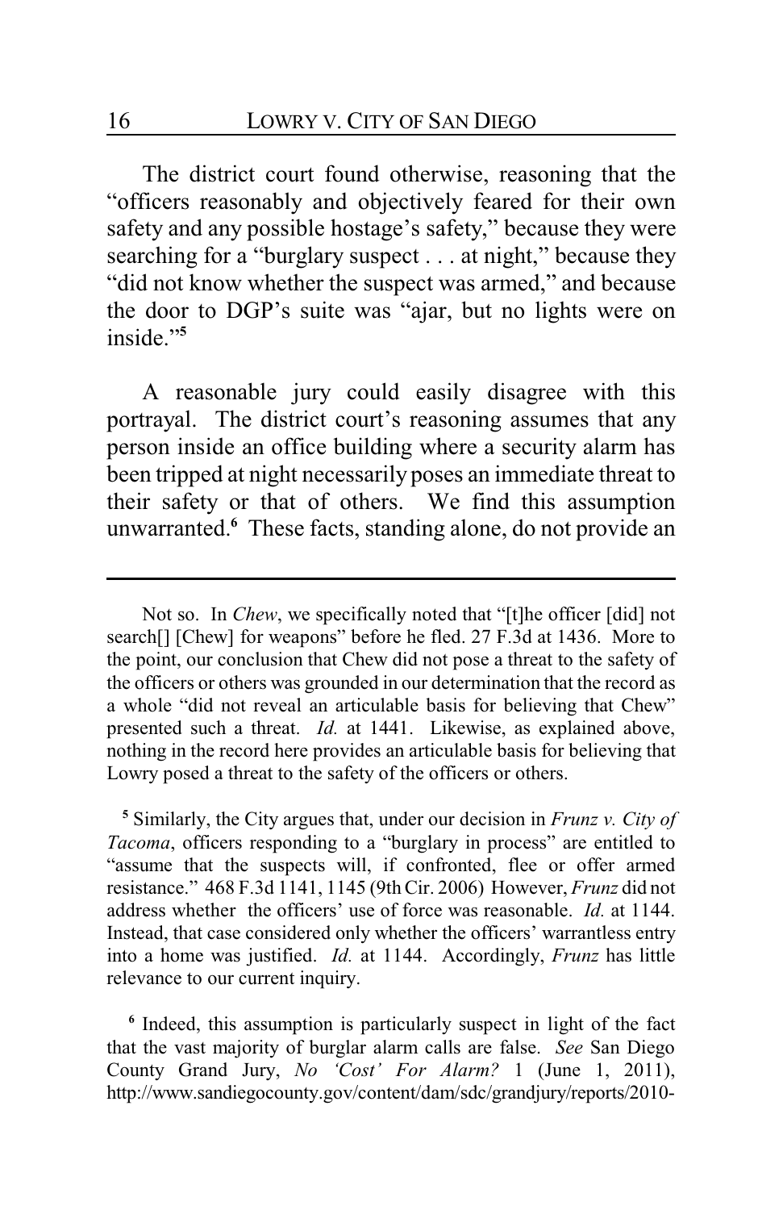The district court found otherwise, reasoning that the "officers reasonably and objectively feared for their own safety and any possible hostage's safety," because they were searching for a "burglary suspect . . . at night," because they "did not know whether the suspect was armed," and because the door to DGP's suite was "ajar, but no lights were on inside."[5]

A reasonable jury could easily disagree with this portrayal. The district court's reasoning assumes that any person inside an office building where a security alarm has been tripped at night necessarily poses an immediate threat to their safety or that of others. We find this assumption unwarranted.[6] These facts, standing alone, do not provide an

---

Not so. In *Chew*, we specifically noted that "[t]he officer [did] not search[] [Chew] for weapons" before he fled. 27 F.3d at 1436. More to the point, our conclusion that Chew did not pose a threat to the safety of the officers or others was grounded in our determination that the record as a whole "did not reveal an articulable basis for believing that Chew" presented such a threat. *Id.* at 1441. Likewise, as explained above, nothing in the record here provides an articulable basis for believing that Lowry posed a threat to the safety of the officers or others.

[5] Similarly, the City argues that, under our decision in *Frunz v. City of Tacoma*, officers responding to a "burglary in process" are entitled to "assume that the suspects will, if confronted, flee or offer armed resistance." 468 F.3d 1141, 1145 (9th Cir. 2006) However, *Frunz* did not address whether the officers' use of force was reasonable. *Id.* at 1144. Instead, that case considered only whether the officers' warrantless entry into a home was justified. *Id.* at 1144. Accordingly, *Frunz* has little relevance to our current inquiry.

[6] Indeed, this assumption is particularly suspect in light of the fact that the vast majority of burglar alarm calls are false. *See* San Diego County Grand Jury, *No 'Cost' For Alarm?* 1 (June 1, 2011), http://www.sandiegocounty.gov/content/dam/sdc/grandjury/reports/2010-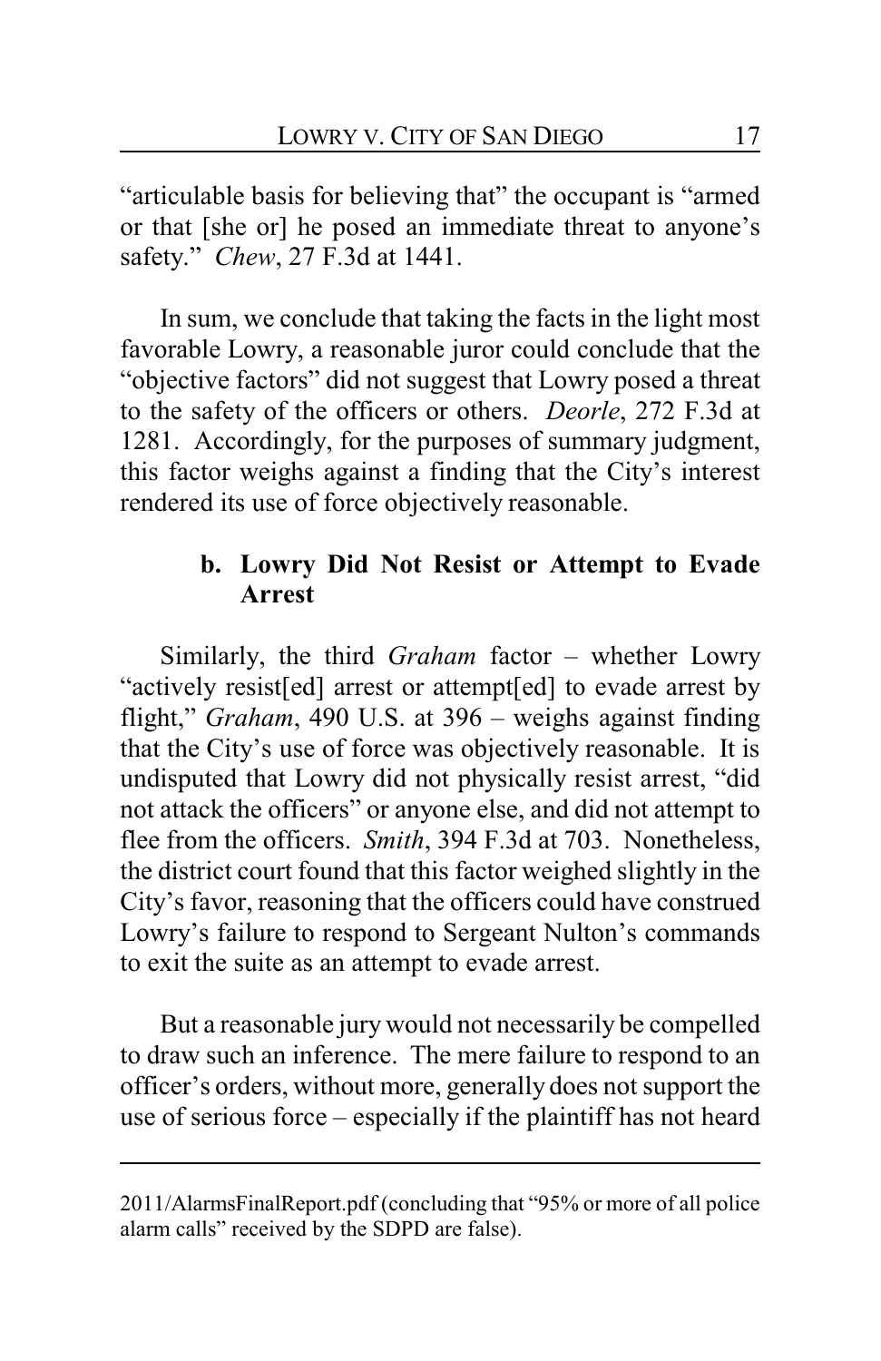"articulable basis for believing that" the occupant is "armed or that [she or] he posed an immediate threat to anyone's safety." *Chew*, 27 F.3d at 1441.

In sum, we conclude that taking the facts in the light most favorable Lowry, a reasonable juror could conclude that the "objective factors" did not suggest that Lowry posed a threat to the safety of the officers or others. *Deorle*, 272 F.3d at 1281. Accordingly, for the purposes of summary judgment, this factor weighs against a finding that the City's interest rendered its use of force objectively reasonable.

### b. Lowry Did Not Resist or Attempt to Evade Arrest

Similarly, the third *Graham* factor – whether Lowry "actively resist[ed] arrest or attempt[ed] to evade arrest by flight," *Graham*, 490 U.S. at 396 – weighs against finding that the City's use of force was objectively reasonable. It is undisputed that Lowry did not physically resist arrest, "did not attack the officers" or anyone else, and did not attempt to flee from the officers. *Smith*, 394 F.3d at 703. Nonetheless, the district court found that this factor weighed slightly in the City's favor, reasoning that the officers could have construed Lowry's failure to respond to Sergeant Nulton's commands to exit the suite as an attempt to evade arrest.

But a reasonable jury would not necessarily be compelled to draw such an inference. The mere failure to respond to an officer's orders, without more, generally does not support the use of serious force – especially if the plaintiff has not heard

---

2011/AlarmsFinalReport.pdf (concluding that "95% or more of all police alarm calls" received by the SDPD are false).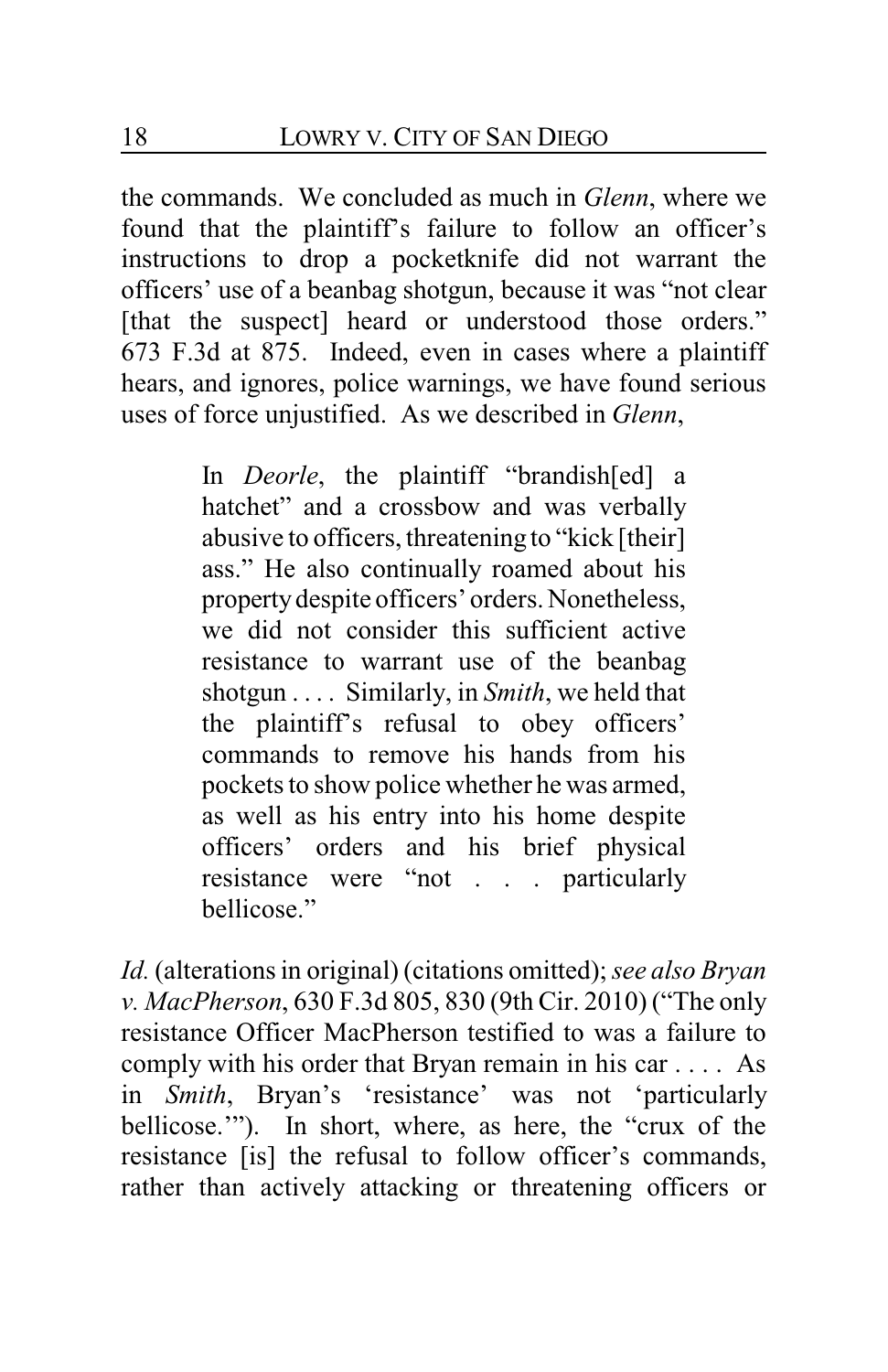the commands. We concluded as much in *Glenn*, where we found that the plaintiff's failure to follow an officer's instructions to drop a pocketknife did not warrant the officers' use of a beanbag shotgun, because it was "not clear [that the suspect] heard or understood those orders." 673 F.3d at 875. Indeed, even in cases where a plaintiff hears, and ignores, police warnings, we have found serious uses of force unjustified. As we described in *Glenn*,

> In *Deorle*, the plaintiff "brandish[ed] a hatchet" and a crossbow and was verbally abusive to officers, threatening to "kick [their] ass." He also continually roamed about his property despite officers' orders. Nonetheless, we did not consider this sufficient active resistance to warrant use of the beanbag shotgun . . . . Similarly, in *Smith*, we held that the plaintiff's refusal to obey officers' commands to remove his hands from his pockets to show police whether he was armed, as well as his entry into his home despite officers' orders and his brief physical resistance were "not . . . particularly bellicose."

*Id.* (alterations in original) (citations omitted); *see also Bryan v. MacPherson*, 630 F.3d 805, 830 (9th Cir. 2010) ("The only resistance Officer MacPherson testified to was a failure to comply with his order that Bryan remain in his car . . . . As in *Smith*, Bryan's 'resistance' was not 'particularly bellicose.'"). In short, where, as here, the "crux of the resistance [is] the refusal to follow officer's commands, rather than actively attacking or threatening officers or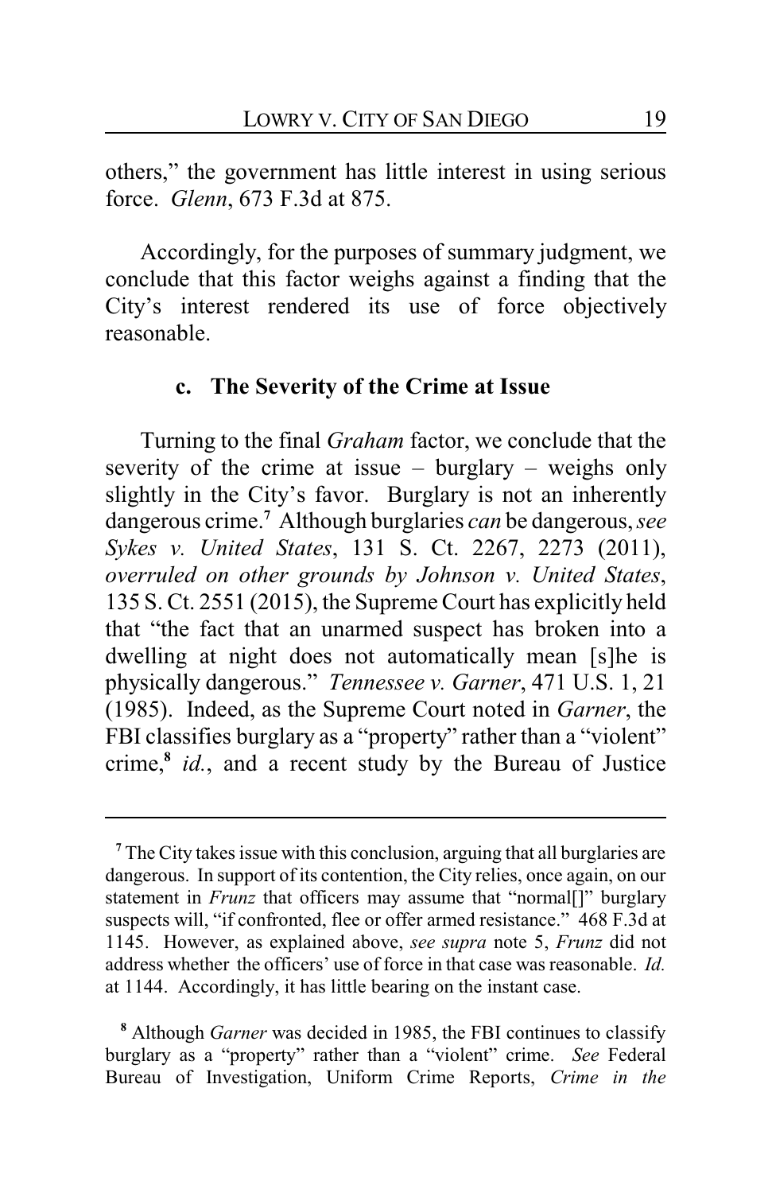others," the government has little interest in using serious force. *Glenn*, 673 F.3d at 875.

Accordingly, for the purposes of summary judgment, we conclude that this factor weighs against a finding that the City's interest rendered its use of force objectively reasonable.

### c. The Severity of the Crime at Issue

Turning to the final *Graham* factor, we conclude that the severity of the crime at issue – burglary – weighs only slightly in the City's favor. Burglary is not an inherently dangerous crime.[7] Although burglaries *can* be dangerous, *see Sykes v. United States*, 131 S. Ct. 2267, 2273 (2011), *overruled on other grounds by Johnson v. United States*, 135 S. Ct. 2551 (2015), the Supreme Court has explicitly held that "the fact that an unarmed suspect has broken into a dwelling at night does not automatically mean [s]he is physically dangerous." *Tennessee v. Garner*, 471 U.S. 1, 21 (1985). Indeed, as the Supreme Court noted in *Garner*, the FBI classifies burglary as a "property" rather than a "violent" crime,[8] *id.*, and a recent study by the Bureau of Justice

---

[7] The City takes issue with this conclusion, arguing that all burglaries are dangerous. In support of its contention, the City relies, once again, on our statement in *Frunz* that officers may assume that "normal[]" burglary suspects will, "if confronted, flee or offer armed resistance." 468 F.3d at 1145. However, as explained above, *see supra* note 5, *Frunz* did not address whether the officers' use of force in that case was reasonable. *Id.* at 1144. Accordingly, it has little bearing on the instant case.

[8] Although *Garner* was decided in 1985, the FBI continues to classify burglary as a "property" rather than a "violent" crime. *See* Federal Bureau of Investigation, Uniform Crime Reports, *Crime in the*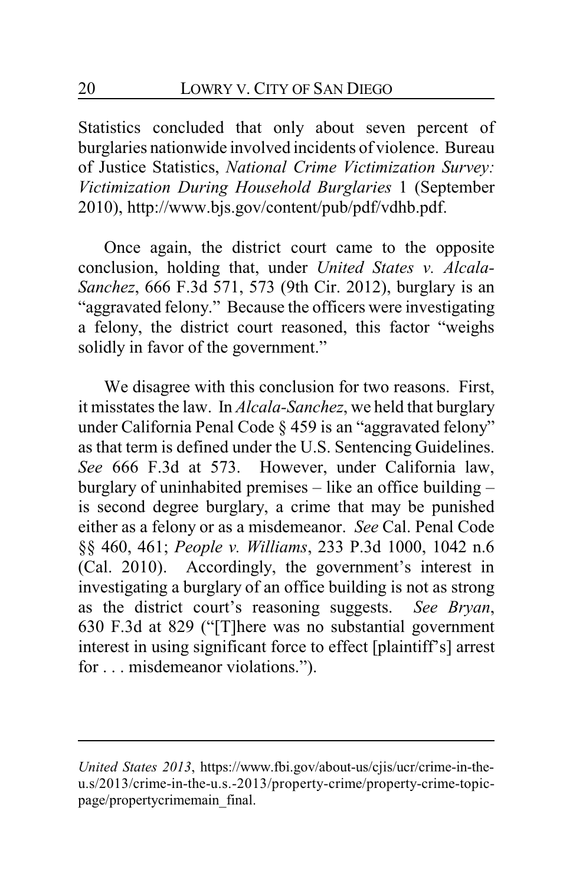Statistics concluded that only about seven percent of burglaries nationwide involved incidents of violence. Bureau of Justice Statistics, *National Crime Victimization Survey: Victimization During Household Burglaries* 1 (September 2010), http://www.bjs.gov/content/pub/pdf/vdhb.pdf.

Once again, the district court came to the opposite conclusion, holding that, under *United States v. Alcala-Sanchez*, 666 F.3d 571, 573 (9th Cir. 2012), burglary is an "aggravated felony." Because the officers were investigating a felony, the district court reasoned, this factor "weighs solidly in favor of the government."

We disagree with this conclusion for two reasons. First, it misstates the law. In *Alcala-Sanchez*, we held that burglary under California Penal Code § 459 is an "aggravated felony" as that term is defined under the U.S. Sentencing Guidelines. *See* 666 F.3d at 573. However, under California law, burglary of uninhabited premises – like an office building – is second degree burglary, a crime that may be punished either as a felony or as a misdemeanor. *See* Cal. Penal Code §§ 460, 461; *People v. Williams*, 233 P.3d 1000, 1042 n.6 (Cal. 2010). Accordingly, the government's interest in investigating a burglary of an office building is not as strong as the district court's reasoning suggests. *See Bryan*, 630 F.3d at 829 ("[T]here was no substantial government interest in using significant force to effect [plaintiff's] arrest for . . . misdemeanor violations.").

---

*United States 2013*, https://www.fbi.gov/about-us/cjis/ucr/crime-in-the-u.s/2013/crime-in-the-u.s.-2013/property-crime/property-crime-topic-page/propertycrimemain_final.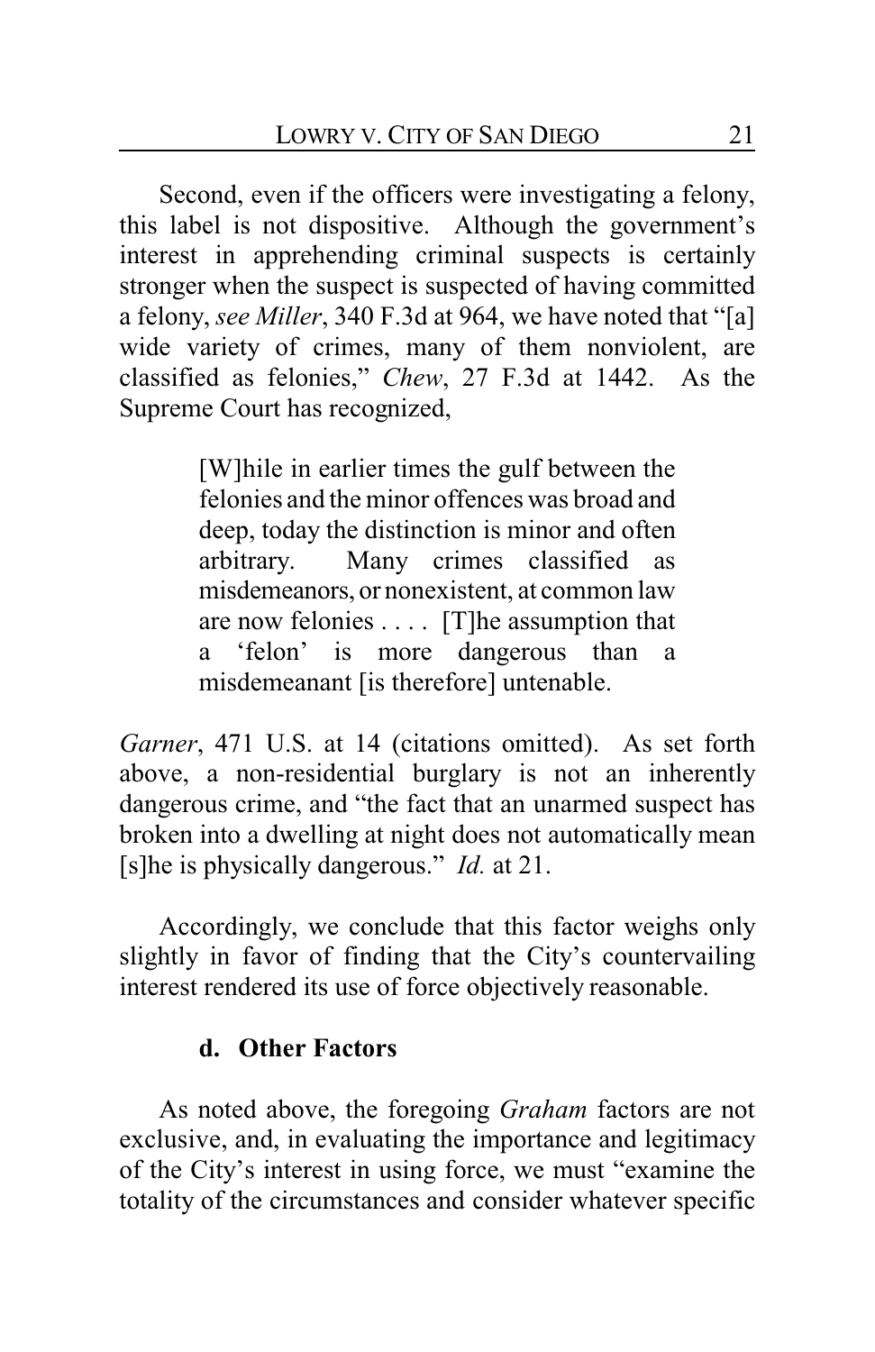Second, even if the officers were investigating a felony, this label is not dispositive. Although the government's interest in apprehending criminal suspects is certainly stronger when the suspect is suspected of having committed a felony, *see Miller*, 340 F.3d at 964, we have noted that "[a] wide variety of crimes, many of them nonviolent, are classified as felonies," *Chew*, 27 F.3d at 1442. As the Supreme Court has recognized,

> [W]hile in earlier times the gulf between the felonies and the minor offences was broad and deep, today the distinction is minor and often arbitrary. Many crimes classified as misdemeanors, or nonexistent, at common law are now felonies . . . . [T]he assumption that a 'felon' is more dangerous than a misdemeanant [is therefore] untenable.

*Garner*, 471 U.S. at 14 (citations omitted). As set forth above, a non-residential burglary is not an inherently dangerous crime, and "the fact that an unarmed suspect has broken into a dwelling at night does not automatically mean [s]he is physically dangerous." *Id.* at 21.

Accordingly, we conclude that this factor weighs only slightly in favor of finding that the City's countervailing interest rendered its use of force objectively reasonable.

#### d. Other Factors

As noted above, the foregoing *Graham* factors are not exclusive, and, in evaluating the importance and legitimacy of the City's interest in using force, we must "examine the totality of the circumstances and consider whatever specific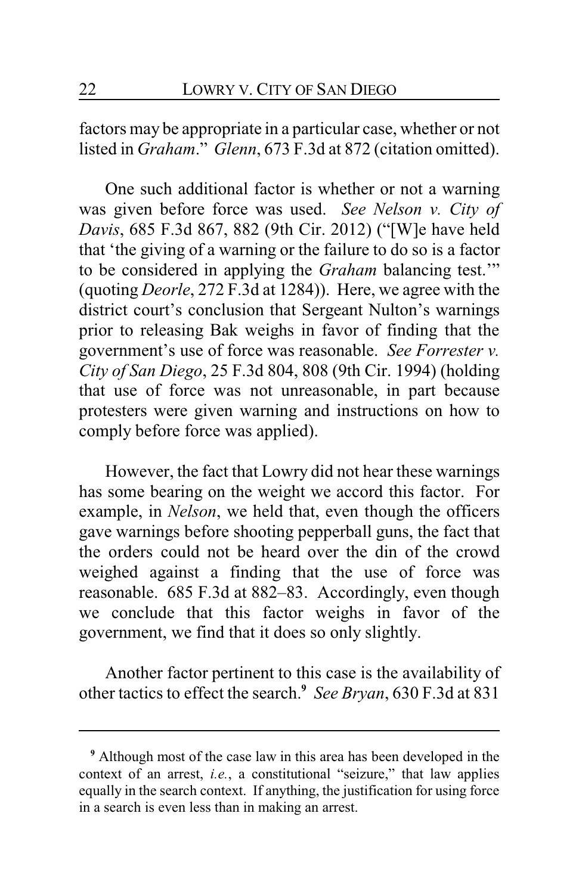factors may be appropriate in a particular case, whether or not listed in *Graham*." *Glenn*, 673 F.3d at 872 (citation omitted).

One such additional factor is whether or not a warning was given before force was used. *See Nelson v. City of Davis*, 685 F.3d 867, 882 (9th Cir. 2012) ("[W]e have held that 'the giving of a warning or the failure to do so is a factor to be considered in applying the *Graham* balancing test.'" (quoting *Deorle*, 272 F.3d at 1284)). Here, we agree with the district court's conclusion that Sergeant Nulton's warnings prior to releasing Bak weighs in favor of finding that the government's use of force was reasonable. *See Forrester v. City of San Diego*, 25 F.3d 804, 808 (9th Cir. 1994) (holding that use of force was not unreasonable, in part because protesters were given warning and instructions on how to comply before force was applied).

However, the fact that Lowry did not hear these warnings has some bearing on the weight we accord this factor. For example, in *Nelson*, we held that, even though the officers gave warnings before shooting pepperball guns, the fact that the orders could not be heard over the din of the crowd weighed against a finding that the use of force was reasonable. 685 F.3d at 882–83. Accordingly, even though we conclude that this factor weighs in favor of the government, we find that it does so only slightly.

Another factor pertinent to this case is the availability of other tactics to effect the search.[9] *See Bryan*, 630 F.3d at 831

---

[9] Although most of the case law in this area has been developed in the context of an arrest, *i.e.*, a constitutional "seizure," that law applies equally in the search context. If anything, the justification for using force in a search is even less than in making an arrest.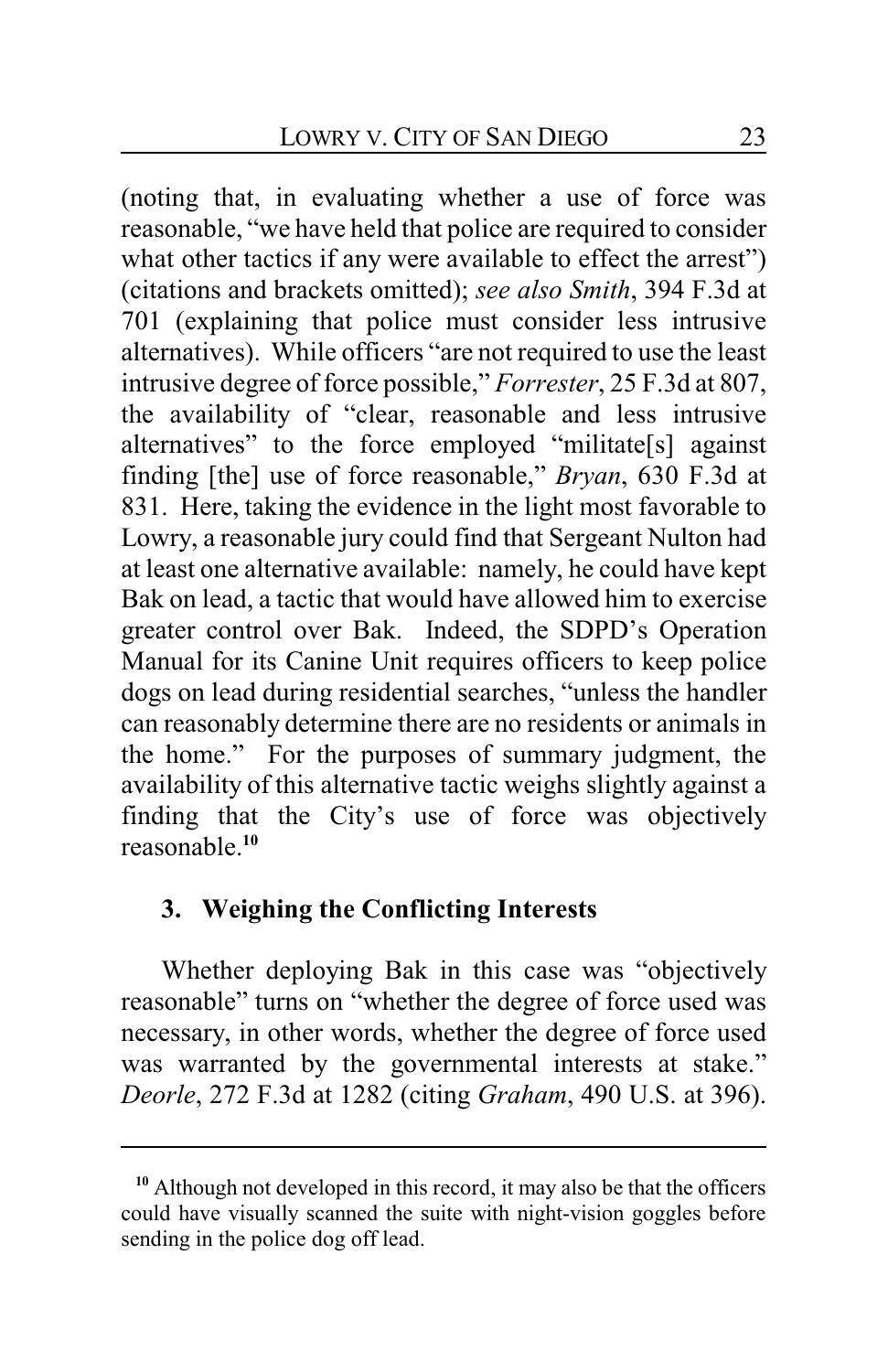(noting that, in evaluating whether a use of force was reasonable, "we have held that police are required to consider what other tactics if any were available to effect the arrest") (citations and brackets omitted); *see also Smith*, 394 F.3d at 701 (explaining that police must consider less intrusive alternatives). While officers "are not required to use the least intrusive degree of force possible," *Forrester*, 25 F.3d at 807, the availability of "clear, reasonable and less intrusive alternatives" to the force employed "militate[s] against finding [the] use of force reasonable," *Bryan*, 630 F.3d at 831. Here, taking the evidence in the light most favorable to Lowry, a reasonable jury could find that Sergeant Nulton had at least one alternative available: namely, he could have kept Bak on lead, a tactic that would have allowed him to exercise greater control over Bak. Indeed, the SDPD's Operation Manual for its Canine Unit requires officers to keep police dogs on lead during residential searches, "unless the handler can reasonably determine there are no residents or animals in the home." For the purposes of summary judgment, the availability of this alternative tactic weighs slightly against a finding that the City's use of force was objectively reasonable.[10]

### 3. Weighing the Conflicting Interests

Whether deploying Bak in this case was "objectively reasonable" turns on "whether the degree of force used was necessary, in other words, whether the degree of force used was warranted by the governmental interests at stake." *Deorle*, 272 F.3d at 1282 (citing *Graham*, 490 U.S. at 396).

---

[10] Although not developed in this record, it may also be that the officers could have visually scanned the suite with night-vision goggles before sending in the police dog off lead.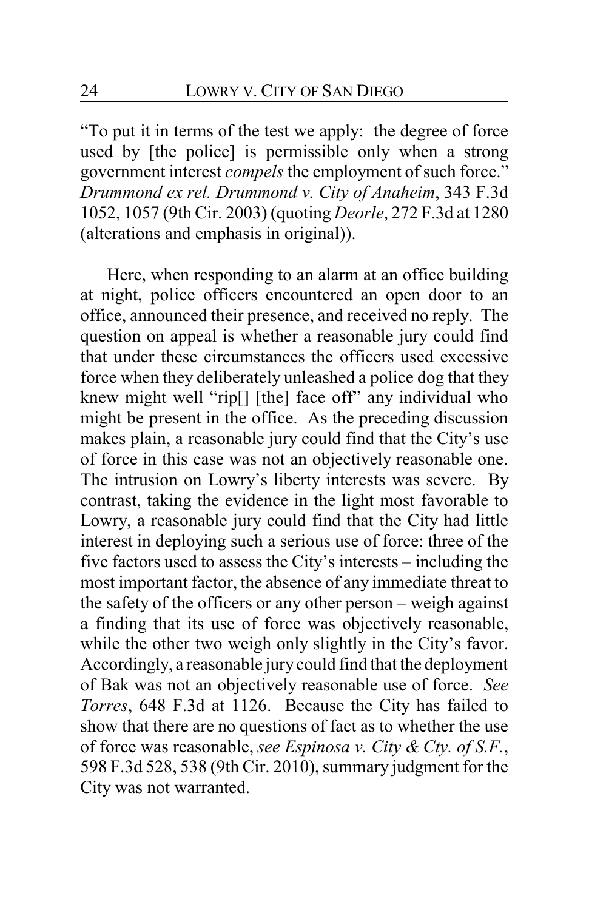"To put it in terms of the test we apply: the degree of force used by [the police] is permissible only when a strong government interest *compels* the employment of such force." *Drummond ex rel. Drummond v. City of Anaheim*, 343 F.3d 1052, 1057 (9th Cir. 2003) (quoting *Deorle*, 272 F.3d at 1280 (alterations and emphasis in original)).

Here, when responding to an alarm at an office building at night, police officers encountered an open door to an office, announced their presence, and received no reply. The question on appeal is whether a reasonable jury could find that under these circumstances the officers used excessive force when they deliberately unleashed a police dog that they knew might well "rip[] [the] face off" any individual who might be present in the office. As the preceding discussion makes plain, a reasonable jury could find that the City's use of force in this case was not an objectively reasonable one. The intrusion on Lowry's liberty interests was severe. By contrast, taking the evidence in the light most favorable to Lowry, a reasonable jury could find that the City had little interest in deploying such a serious use of force: three of the five factors used to assess the City's interests – including the most important factor, the absence of any immediate threat to the safety of the officers or any other person – weigh against a finding that its use of force was objectively reasonable, while the other two weigh only slightly in the City's favor. Accordingly, a reasonable jury could find that the deployment of Bak was not an objectively reasonable use of force. *See Torres*, 648 F.3d at 1126. Because the City has failed to show that there are no questions of fact as to whether the use of force was reasonable, *see Espinosa v. City & Cty. of S.F.*, 598 F.3d 528, 538 (9th Cir. 2010), summary judgment for the City was not warranted.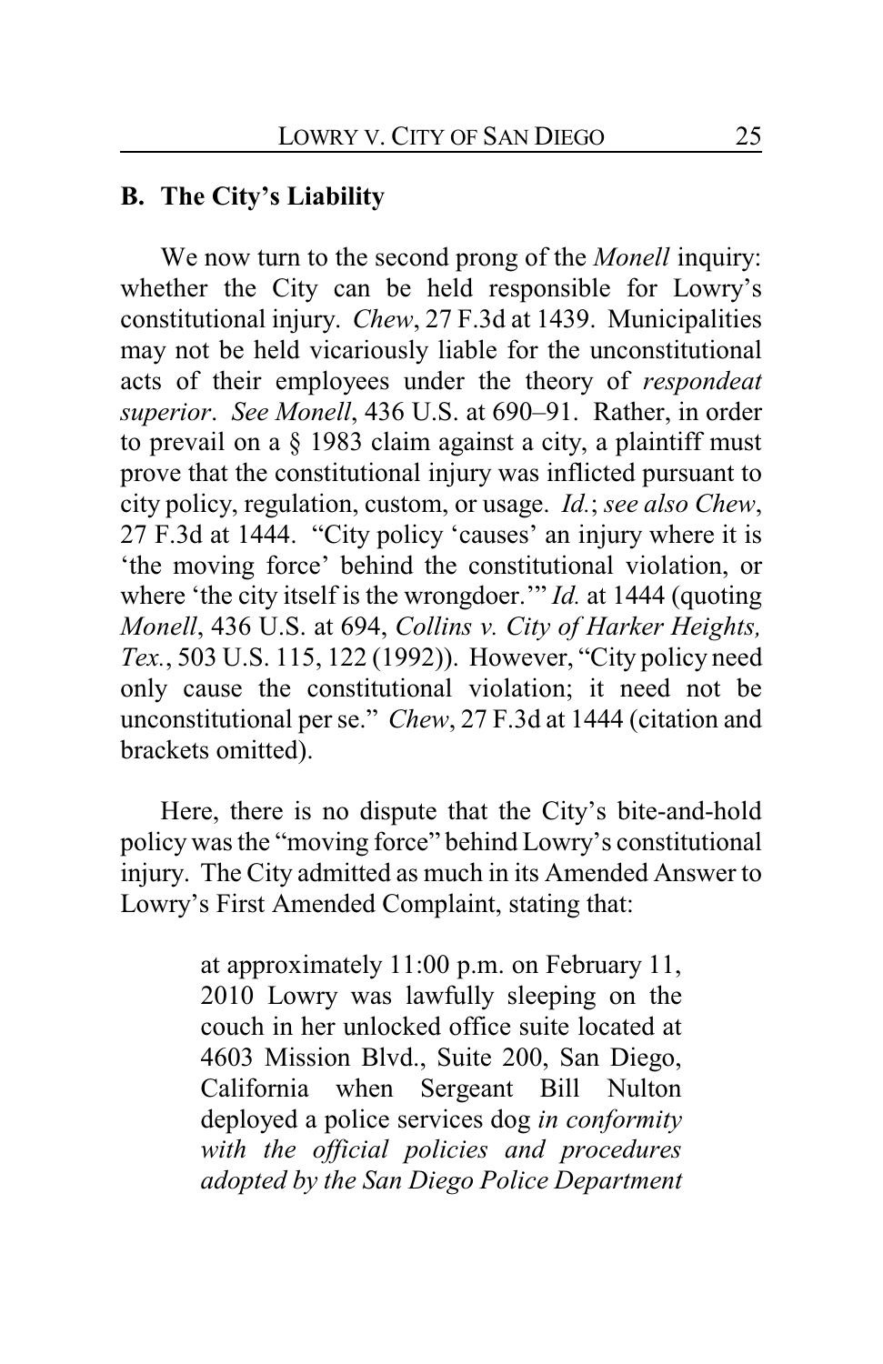## B. The City's Liability

We now turn to the second prong of the *Monell* inquiry: whether the City can be held responsible for Lowry's constitutional injury. *Chew*, 27 F.3d at 1439. Municipalities may not be held vicariously liable for the unconstitutional acts of their employees under the theory of *respondeat superior*. *See Monell*, 436 U.S. at 690–91. Rather, in order to prevail on a § 1983 claim against a city, a plaintiff must prove that the constitutional injury was inflicted pursuant to city policy, regulation, custom, or usage. *Id.*; *see also Chew*, 27 F.3d at 1444. "City policy 'causes' an injury where it is 'the moving force' behind the constitutional violation, or where 'the city itself is the wrongdoer.'" *Id.* at 1444 (quoting *Monell*, 436 U.S. at 694, *Collins v. City of Harker Heights, Tex.*, 503 U.S. 115, 122 (1992)). However, "City policy need only cause the constitutional violation; it need not be unconstitutional per se." *Chew*, 27 F.3d at 1444 (citation and brackets omitted).

Here, there is no dispute that the City's bite-and-hold policy was the "moving force" behind Lowry's constitutional injury. The City admitted as much in its Amended Answer to Lowry's First Amended Complaint, stating that:

> at approximately 11:00 p.m. on February 11, 2010 Lowry was lawfully sleeping on the couch in her unlocked office suite located at 4603 Mission Blvd., Suite 200, San Diego, California when Sergeant Bill Nulton deployed a police services dog *in conformity with the official policies and procedures adopted by the San Diego Police Department*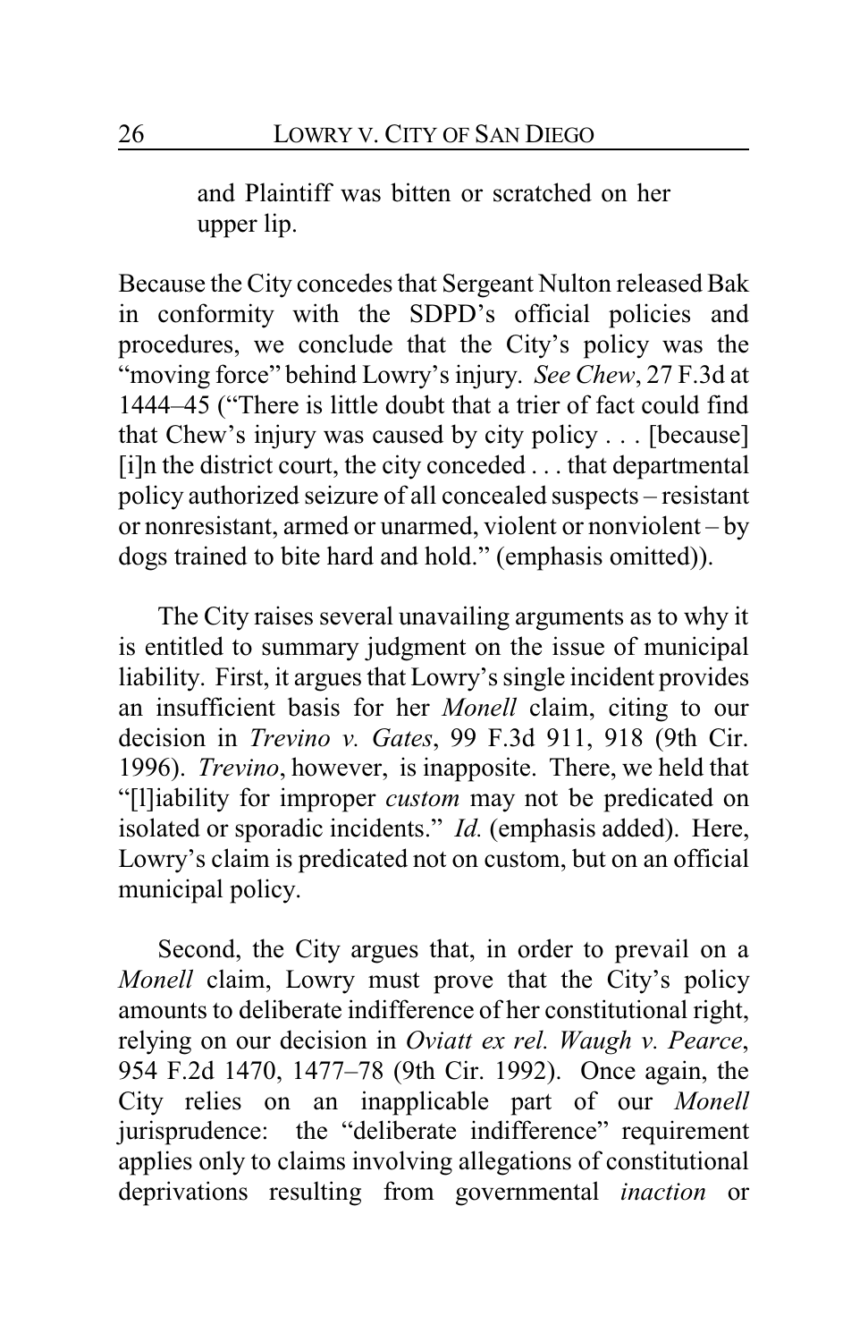> and Plaintiff was bitten or scratched on her upper lip.

Because the City concedes that Sergeant Nulton released Bak in conformity with the SDPD's official policies and procedures, we conclude that the City's policy was the "moving force" behind Lowry's injury. *See Chew*, 27 F.3d at 1444–45 ("There is little doubt that a trier of fact could find that Chew's injury was caused by city policy . . . [because] [i]n the district court, the city conceded . . . that departmental policy authorized seizure of all concealed suspects – resistant or nonresistant, armed or unarmed, violent or nonviolent – by dogs trained to bite hard and hold." (emphasis omitted)).

The City raises several unavailing arguments as to why it is entitled to summary judgment on the issue of municipal liability. First, it argues that Lowry's single incident provides an insufficient basis for her *Monell* claim, citing to our decision in *Trevino v. Gates*, 99 F.3d 911, 918 (9th Cir. 1996). *Trevino*, however, is inapposite. There, we held that "[l]iability for improper *custom* may not be predicated on isolated or sporadic incidents." *Id.* (emphasis added). Here, Lowry's claim is predicated not on custom, but on an official municipal policy.

Second, the City argues that, in order to prevail on a *Monell* claim, Lowry must prove that the City's policy amounts to deliberate indifference of her constitutional right, relying on our decision in *Oviatt ex rel. Waugh v. Pearce*, 954 F.2d 1470, 1477–78 (9th Cir. 1992). Once again, the City relies on an inapplicable part of our *Monell* jurisprudence: the "deliberate indifference" requirement applies only to claims involving allegations of constitutional deprivations resulting from governmental *inaction* or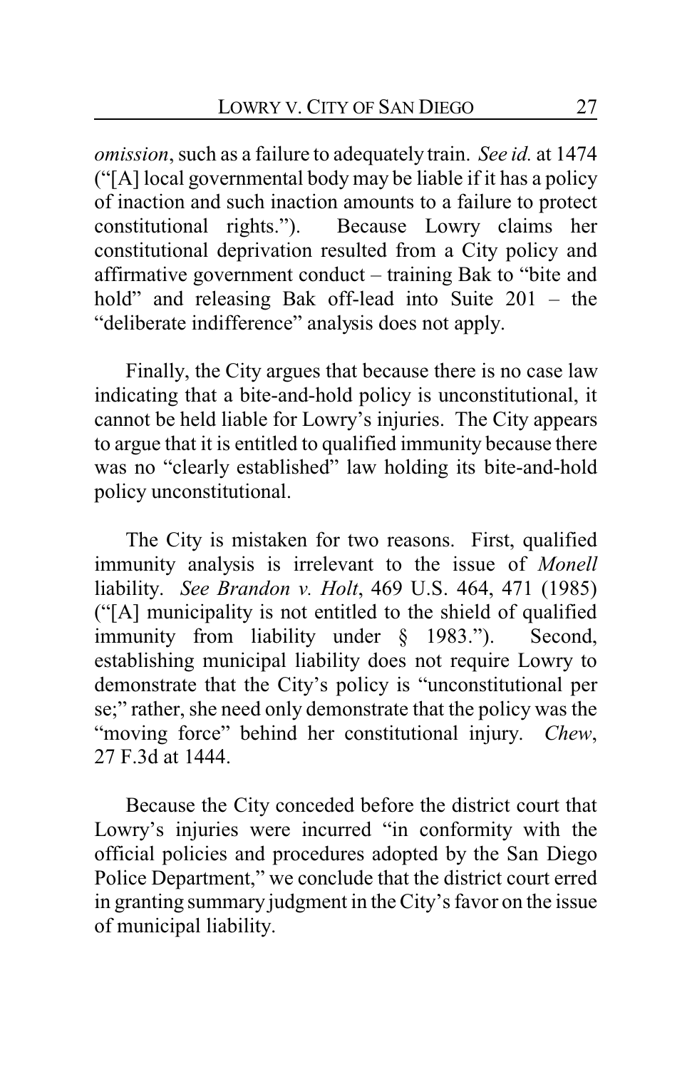*omission*, such as a failure to adequately train. *See id.* at 1474 ("[A] local governmental body may be liable if it has a policy of inaction and such inaction amounts to a failure to protect constitutional rights."). Because Lowry claims her constitutional deprivation resulted from a City policy and affirmative government conduct – training Bak to "bite and hold" and releasing Bak off-lead into Suite 201 – the "deliberate indifference" analysis does not apply.

Finally, the City argues that because there is no case law indicating that a bite-and-hold policy is unconstitutional, it cannot be held liable for Lowry's injuries. The City appears to argue that it is entitled to qualified immunity because there was no "clearly established" law holding its bite-and-hold policy unconstitutional.

The City is mistaken for two reasons. First, qualified immunity analysis is irrelevant to the issue of *Monell* liability. *See Brandon v. Holt*, 469 U.S. 464, 471 (1985) ("[A] municipality is not entitled to the shield of qualified immunity from liability under § 1983."). Second, establishing municipal liability does not require Lowry to demonstrate that the City's policy is "unconstitutional per se;" rather, she need only demonstrate that the policy was the "moving force" behind her constitutional injury. *Chew*, 27 F.3d at 1444.

Because the City conceded before the district court that Lowry's injuries were incurred "in conformity with the official policies and procedures adopted by the San Diego Police Department," we conclude that the district court erred in granting summary judgment in the City's favor on the issue of municipal liability.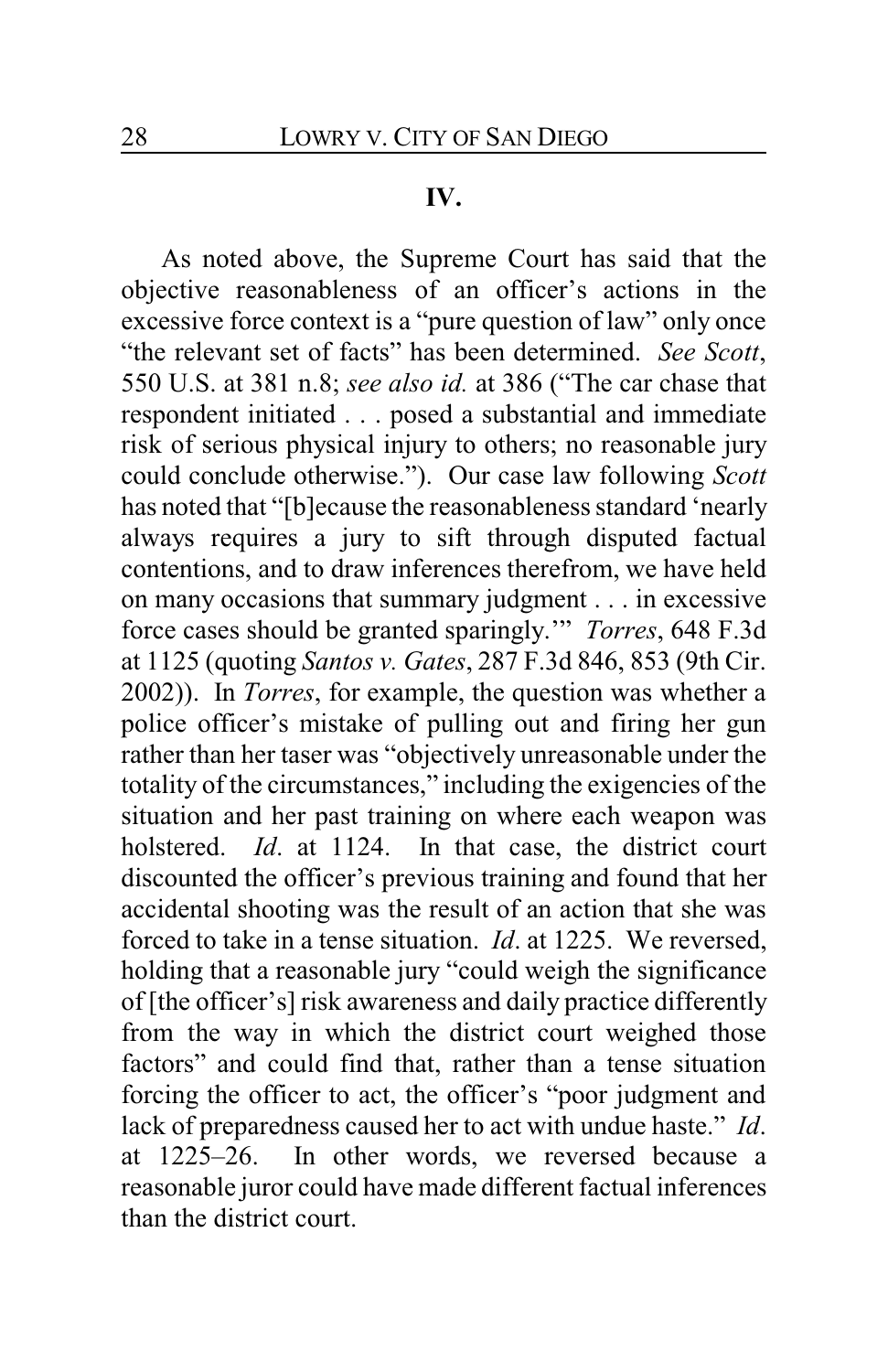## IV.

As noted above, the Supreme Court has said that the objective reasonableness of an officer's actions in the excessive force context is a "pure question of law" only once "the relevant set of facts" has been determined. *See Scott*, 550 U.S. at 381 n.8; *see also id.* at 386 ("The car chase that respondent initiated . . . posed a substantial and immediate risk of serious physical injury to others; no reasonable jury could conclude otherwise."). Our case law following *Scott* has noted that "[b]ecause the reasonableness standard 'nearly always requires a jury to sift through disputed factual contentions, and to draw inferences therefrom, we have held on many occasions that summary judgment . . . in excessive force cases should be granted sparingly.'" *Torres*, 648 F.3d at 1125 (quoting *Santos v. Gates*, 287 F.3d 846, 853 (9th Cir. 2002)). In *Torres*, for example, the question was whether a police officer's mistake of pulling out and firing her gun rather than her taser was "objectively unreasonable under the totality of the circumstances," including the exigencies of the situation and her past training on where each weapon was holstered. *Id*. at 1124. In that case, the district court discounted the officer's previous training and found that her accidental shooting was the result of an action that she was forced to take in a tense situation. *Id*. at 1225. We reversed, holding that a reasonable jury "could weigh the significance of [the officer's] risk awareness and daily practice differently from the way in which the district court weighed those factors" and could find that, rather than a tense situation forcing the officer to act, the officer's "poor judgment and lack of preparedness caused her to act with undue haste." *Id*. at 1225–26. In other words, we reversed because a reasonable juror could have made different factual inferences than the district court.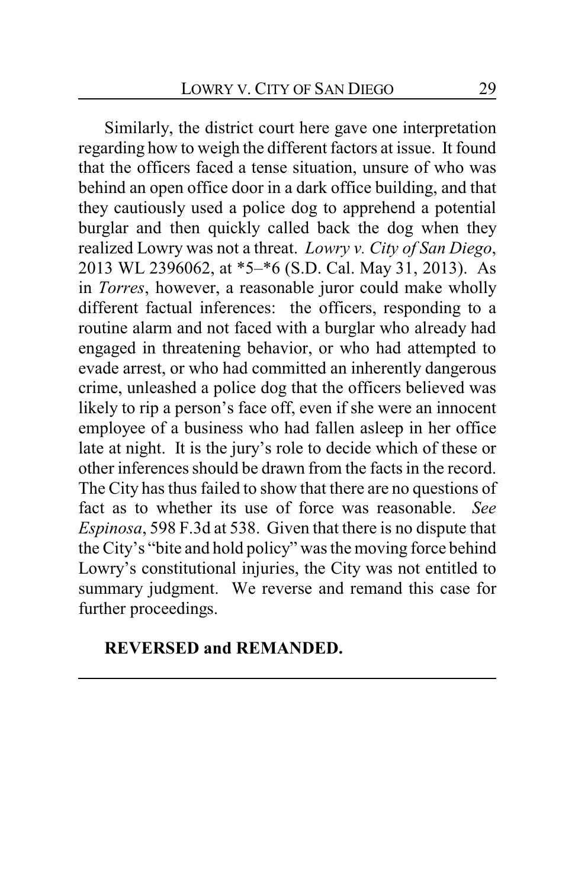Similarly, the district court here gave one interpretation regarding how to weigh the different factors at issue. It found that the officers faced a tense situation, unsure of who was behind an open office door in a dark office building, and that they cautiously used a police dog to apprehend a potential burglar and then quickly called back the dog when they realized Lowry was not a threat. *Lowry v. City of San Diego*, 2013 WL 2396062, at \*5–\*6 (S.D. Cal. May 31, 2013). As in *Torres*, however, a reasonable juror could make wholly different factual inferences: the officers, responding to a routine alarm and not faced with a burglar who already had engaged in threatening behavior, or who had attempted to evade arrest, or who had committed an inherently dangerous crime, unleashed a police dog that the officers believed was likely to rip a person's face off, even if she were an innocent employee of a business who had fallen asleep in her office late at night. It is the jury's role to decide which of these or other inferences should be drawn from the facts in the record. The City has thus failed to show that there are no questions of fact as to whether its use of force was reasonable. *See Espinosa*, 598 F.3d at 538. Given that there is no dispute that the City's "bite and hold policy" was the moving force behind Lowry's constitutional injuries, the City was not entitled to summary judgment. We reverse and remand this case for further proceedings.

**REVERSED and REMANDED.**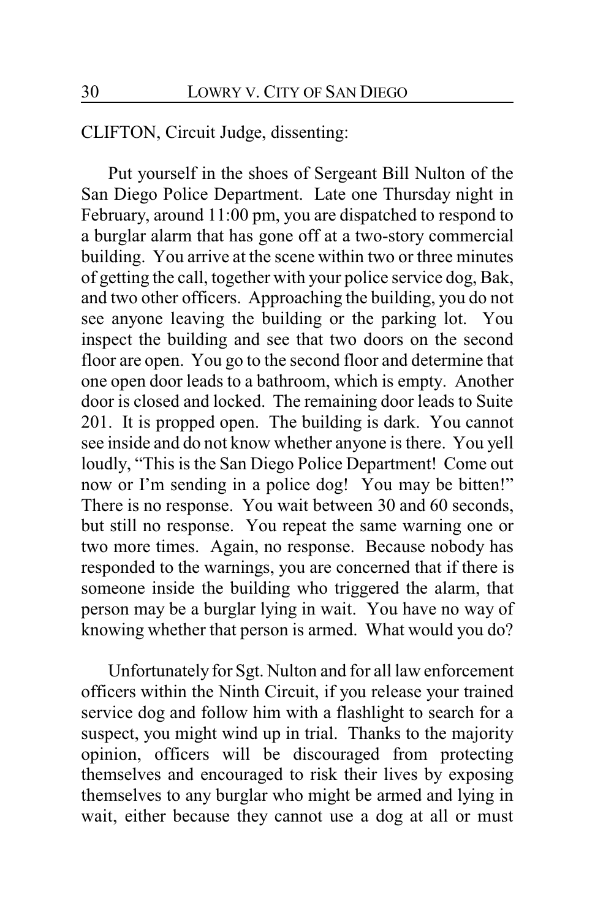CLIFTON, Circuit Judge, dissenting:

Put yourself in the shoes of Sergeant Bill Nulton of the San Diego Police Department. Late one Thursday night in February, around 11:00 pm, you are dispatched to respond to a burglar alarm that has gone off at a two-story commercial building. You arrive at the scene within two or three minutes of getting the call, together with your police service dog, Bak, and two other officers. Approaching the building, you do not see anyone leaving the building or the parking lot. You inspect the building and see that two doors on the second floor are open. You go to the second floor and determine that one open door leads to a bathroom, which is empty. Another door is closed and locked. The remaining door leads to Suite 201. It is propped open. The building is dark. You cannot see inside and do not know whether anyone is there. You yell loudly, "This is the San Diego Police Department! Come out now or I'm sending in a police dog! You may be bitten!" There is no response. You wait between 30 and 60 seconds, but still no response. You repeat the same warning one or two more times. Again, no response. Because nobody has responded to the warnings, you are concerned that if there is someone inside the building who triggered the alarm, that person may be a burglar lying in wait. You have no way of knowing whether that person is armed. What would you do?

Unfortunately for Sgt. Nulton and for all law enforcement officers within the Ninth Circuit, if you release your trained service dog and follow him with a flashlight to search for a suspect, you might wind up in trial. Thanks to the majority opinion, officers will be discouraged from protecting themselves and encouraged to risk their lives by exposing themselves to any burglar who might be armed and lying in wait, either because they cannot use a dog at all or must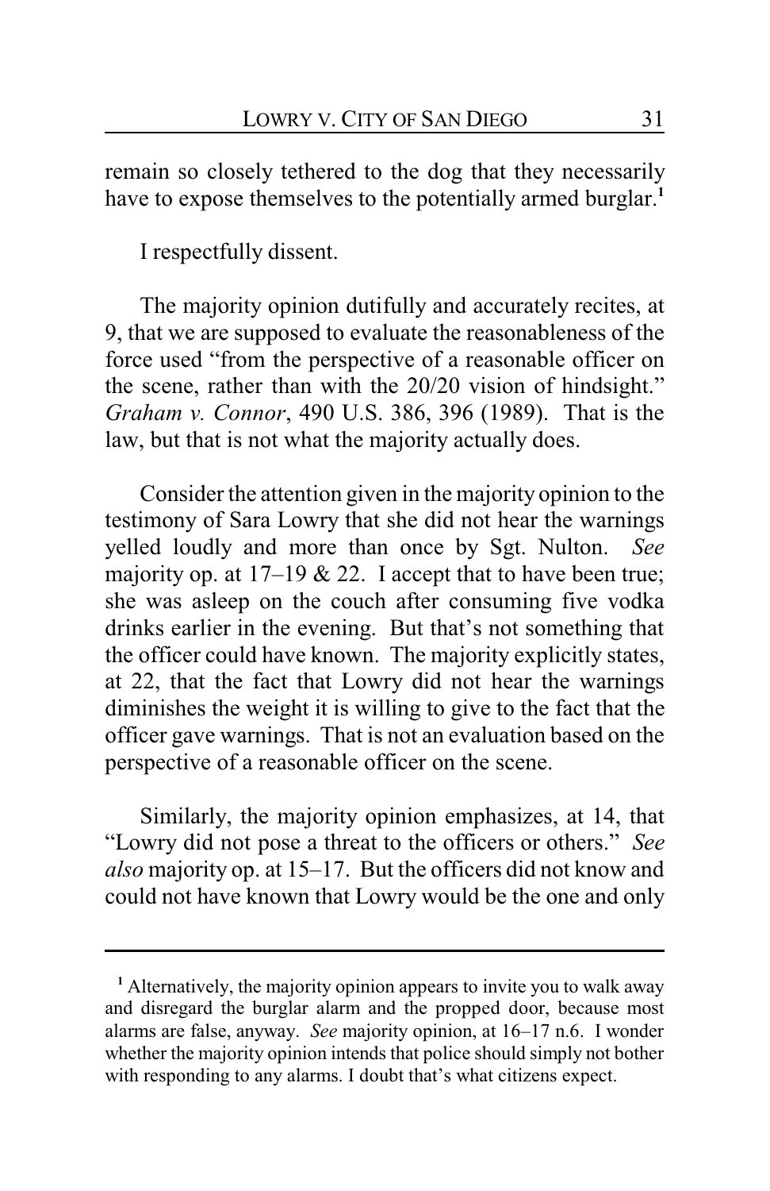remain so closely tethered to the dog that they necessarily have to expose themselves to the potentially armed burglar.[1]

I respectfully dissent.

The majority opinion dutifully and accurately recites, at 9, that we are supposed to evaluate the reasonableness of the force used "from the perspective of a reasonable officer on the scene, rather than with the 20/20 vision of hindsight." *Graham v. Connor*, 490 U.S. 386, 396 (1989). That is the law, but that is not what the majority actually does.

Consider the attention given in the majority opinion to the testimony of Sara Lowry that she did not hear the warnings yelled loudly and more than once by Sgt. Nulton. *See* majority op. at 17–19 & 22. I accept that to have been true; she was asleep on the couch after consuming five vodka drinks earlier in the evening. But that's not something that the officer could have known. The majority explicitly states, at 22, that the fact that Lowry did not hear the warnings diminishes the weight it is willing to give to the fact that the officer gave warnings. That is not an evaluation based on the perspective of a reasonable officer on the scene.

Similarly, the majority opinion emphasizes, at 14, that "Lowry did not pose a threat to the officers or others." *See also* majority op. at 15–17. But the officers did not know and could not have known that Lowry would be the one and only

---

[1] Alternatively, the majority opinion appears to invite you to walk away and disregard the burglar alarm and the propped door, because most alarms are false, anyway. *See* majority opinion, at 16–17 n.6. I wonder whether the majority opinion intends that police should simply not bother with responding to any alarms. I doubt that's what citizens expect.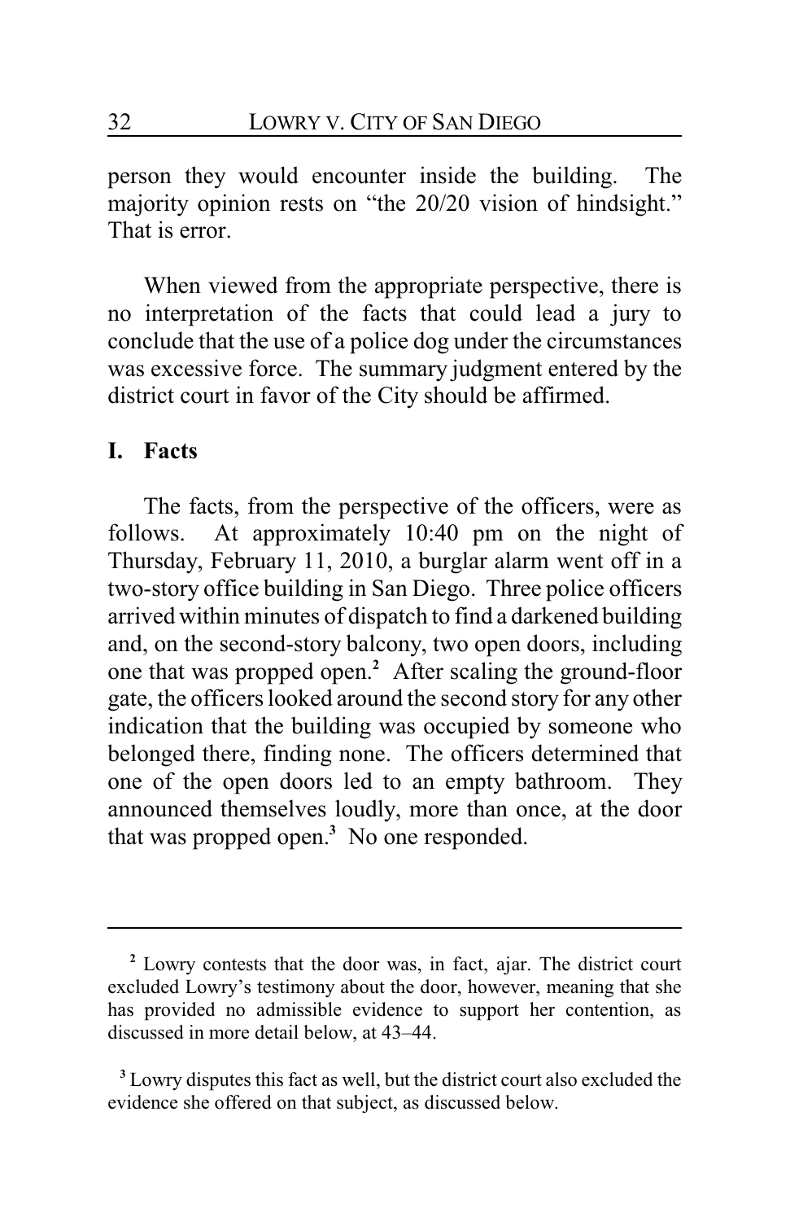person they would encounter inside the building. The majority opinion rests on "the 20/20 vision of hindsight." That is error.

When viewed from the appropriate perspective, there is no interpretation of the facts that could lead a jury to conclude that the use of a police dog under the circumstances was excessive force. The summary judgment entered by the district court in favor of the City should be affirmed.

## I. Facts

The facts, from the perspective of the officers, were as follows. At approximately 10:40 pm on the night of Thursday, February 11, 2010, a burglar alarm went off in a two-story office building in San Diego. Three police officers arrived within minutes of dispatch to find a darkened building and, on the second-story balcony, two open doors, including one that was propped open.[2] After scaling the ground-floor gate, the officers looked around the second story for any other indication that the building was occupied by someone who belonged there, finding none. The officers determined that one of the open doors led to an empty bathroom. They announced themselves loudly, more than once, at the door that was propped open.[3] No one responded.

---

[2] Lowry contests that the door was, in fact, ajar. The district court excluded Lowry's testimony about the door, however, meaning that she has provided no admissible evidence to support her contention, as discussed in more detail below, at 43–44.

[3] Lowry disputes this fact as well, but the district court also excluded the evidence she offered on that subject, as discussed below.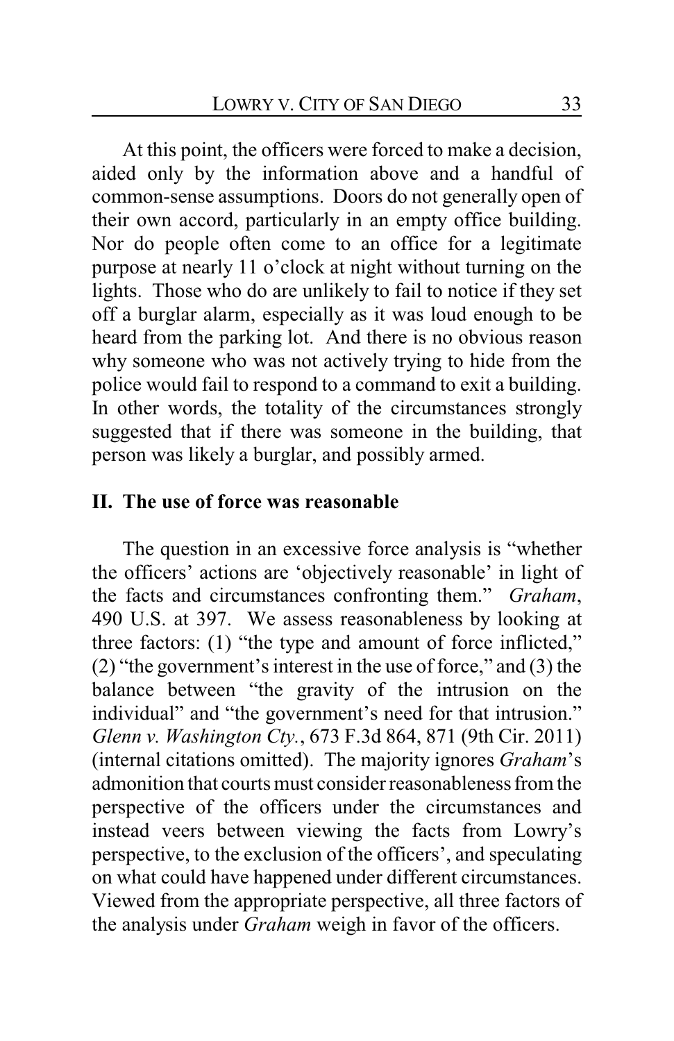At this point, the officers were forced to make a decision, aided only by the information above and a handful of common-sense assumptions. Doors do not generally open of their own accord, particularly in an empty office building. Nor do people often come to an office for a legitimate purpose at nearly 11 o'clock at night without turning on the lights. Those who do are unlikely to fail to notice if they set off a burglar alarm, especially as it was loud enough to be heard from the parking lot. And there is no obvious reason why someone who was not actively trying to hide from the police would fail to respond to a command to exit a building. In other words, the totality of the circumstances strongly suggested that if there was someone in the building, that person was likely a burglar, and possibly armed.

## II. The use of force was reasonable

The question in an excessive force analysis is "whether the officers' actions are 'objectively reasonable' in light of the facts and circumstances confronting them." *Graham*, 490 U.S. at 397. We assess reasonableness by looking at three factors: (1) "the type and amount of force inflicted," (2) "the government's interest in the use of force," and (3) the balance between "the gravity of the intrusion on the individual" and "the government's need for that intrusion." *Glenn v. Washington Cty.*, 673 F.3d 864, 871 (9th Cir. 2011) (internal citations omitted). The majority ignores *Graham*'s admonition that courts must consider reasonableness from the perspective of the officers under the circumstances and instead veers between viewing the facts from Lowry's perspective, to the exclusion of the officers', and speculating on what could have happened under different circumstances. Viewed from the appropriate perspective, all three factors of the analysis under *Graham* weigh in favor of the officers.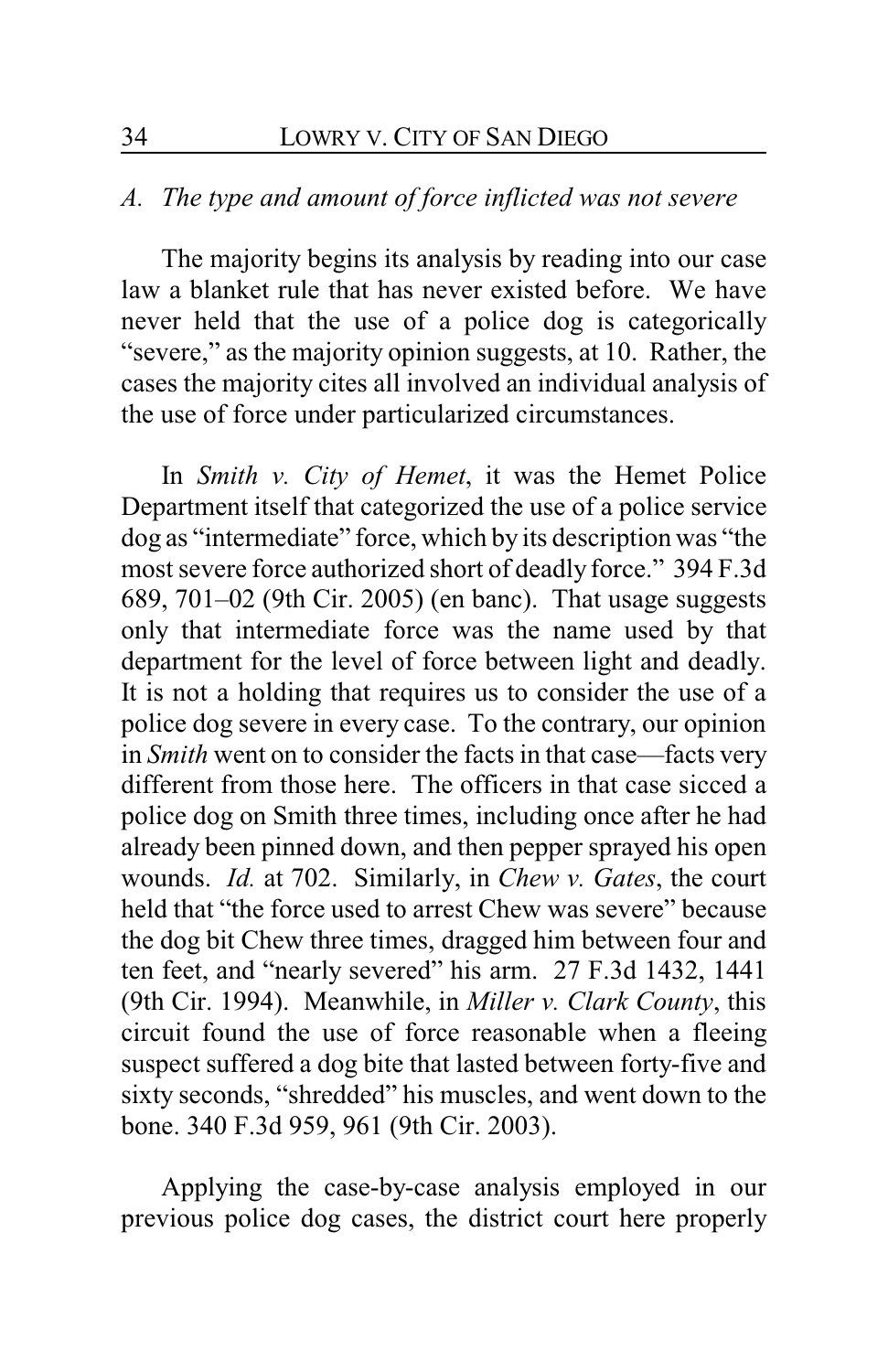*A. The type and amount of force inflicted was not severe*

The majority begins its analysis by reading into our case law a blanket rule that has never existed before. We have never held that the use of a police dog is categorically "severe," as the majority opinion suggests, at 10. Rather, the cases the majority cites all involved an individual analysis of the use of force under particularized circumstances.

In *Smith v. City of Hemet*, it was the Hemet Police Department itself that categorized the use of a police service dog as "intermediate" force, which by its description was "the most severe force authorized short of deadly force." 394 F.3d 689, 701–02 (9th Cir. 2005) (en banc). That usage suggests only that intermediate force was the name used by that department for the level of force between light and deadly. It is not a holding that requires us to consider the use of a police dog severe in every case. To the contrary, our opinion in *Smith* went on to consider the facts in that case—facts very different from those here. The officers in that case sicced a police dog on Smith three times, including once after he had already been pinned down, and then pepper sprayed his open wounds. *Id.* at 702. Similarly, in *Chew v. Gates*, the court held that "the force used to arrest Chew was severe" because the dog bit Chew three times, dragged him between four and ten feet, and "nearly severed" his arm. 27 F.3d 1432, 1441 (9th Cir. 1994). Meanwhile, in *Miller v. Clark County*, this circuit found the use of force reasonable when a fleeing suspect suffered a dog bite that lasted between forty-five and sixty seconds, "shredded" his muscles, and went down to the bone. 340 F.3d 959, 961 (9th Cir. 2003).

Applying the case-by-case analysis employed in our previous police dog cases, the district court here properly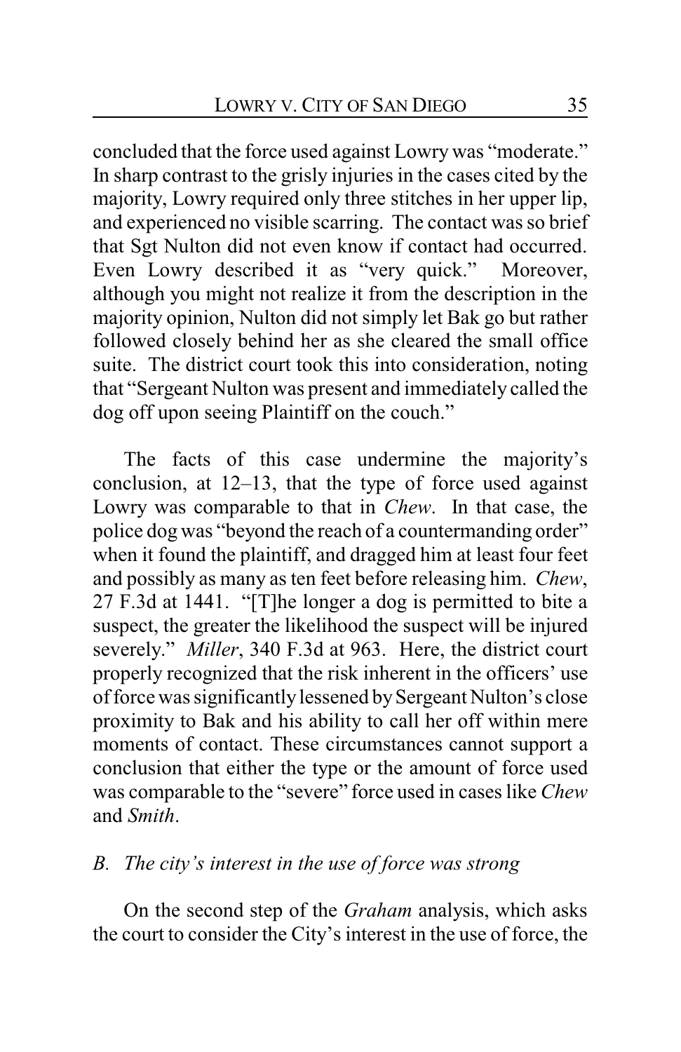concluded that the force used against Lowry was "moderate." In sharp contrast to the grisly injuries in the cases cited by the majority, Lowry required only three stitches in her upper lip, and experienced no visible scarring. The contact was so brief that Sgt Nulton did not even know if contact had occurred. Even Lowry described it as "very quick." Moreover, although you might not realize it from the description in the majority opinion, Nulton did not simply let Bak go but rather followed closely behind her as she cleared the small office suite. The district court took this into consideration, noting that "Sergeant Nulton was present and immediately called the dog off upon seeing Plaintiff on the couch."

The facts of this case undermine the majority's conclusion, at 12–13, that the type of force used against Lowry was comparable to that in *Chew*. In that case, the police dog was "beyond the reach of a countermanding order" when it found the plaintiff, and dragged him at least four feet and possibly as many as ten feet before releasing him. *Chew*, 27 F.3d at 1441. "[T]he longer a dog is permitted to bite a suspect, the greater the likelihood the suspect will be injured severely." *Miller*, 340 F.3d at 963. Here, the district court properly recognized that the risk inherent in the officers' use of force was significantly lessened by Sergeant Nulton's close proximity to Bak and his ability to call her off within mere moments of contact. These circumstances cannot support a conclusion that either the type or the amount of force used was comparable to the "severe" force used in cases like *Chew* and *Smith*.

### *B. The city's interest in the use of force was strong*

On the second step of the *Graham* analysis, which asks the court to consider the City's interest in the use of force, the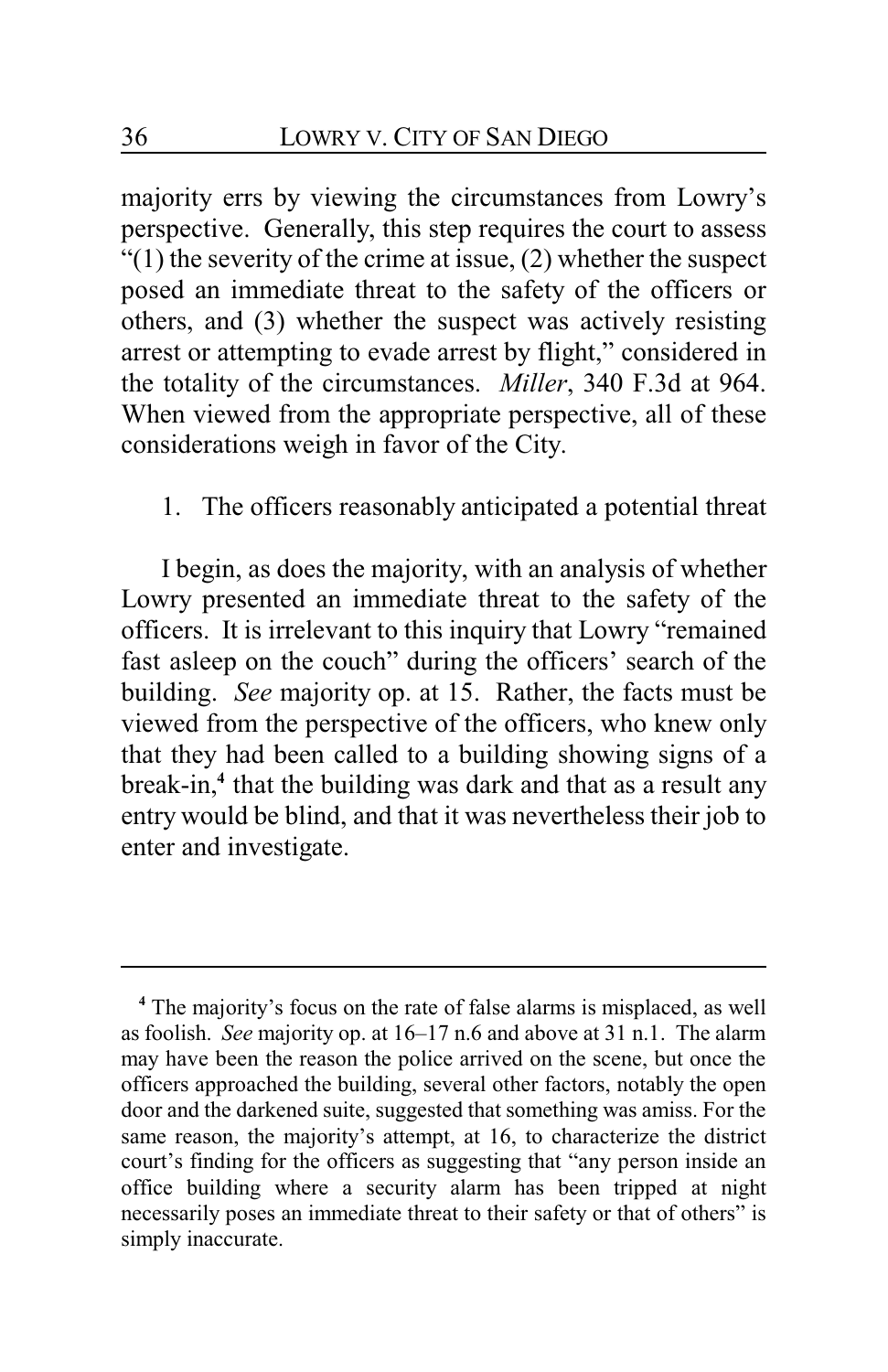majority errs by viewing the circumstances from Lowry's perspective. Generally, this step requires the court to assess "(1) the severity of the crime at issue, (2) whether the suspect posed an immediate threat to the safety of the officers or others, and (3) whether the suspect was actively resisting arrest or attempting to evade arrest by flight," considered in the totality of the circumstances. *Miller*, 340 F.3d at 964. When viewed from the appropriate perspective, all of these considerations weigh in favor of the City.

1. The officers reasonably anticipated a potential threat

I begin, as does the majority, with an analysis of whether Lowry presented an immediate threat to the safety of the officers. It is irrelevant to this inquiry that Lowry "remained fast asleep on the couch" during the officers' search of the building. *See* majority op. at 15. Rather, the facts must be viewed from the perspective of the officers, who knew only that they had been called to a building showing signs of a break-in,[4] that the building was dark and that as a result any entry would be blind, and that it was nevertheless their job to enter and investigate.

---

[4] The majority's focus on the rate of false alarms is misplaced, as well as foolish. *See* majority op. at 16–17 n.6 and above at 31 n.1. The alarm may have been the reason the police arrived on the scene, but once the officers approached the building, several other factors, notably the open door and the darkened suite, suggested that something was amiss. For the same reason, the majority's attempt, at 16, to characterize the district court's finding for the officers as suggesting that "any person inside an office building where a security alarm has been tripped at night necessarily poses an immediate threat to their safety or that of others" is simply inaccurate.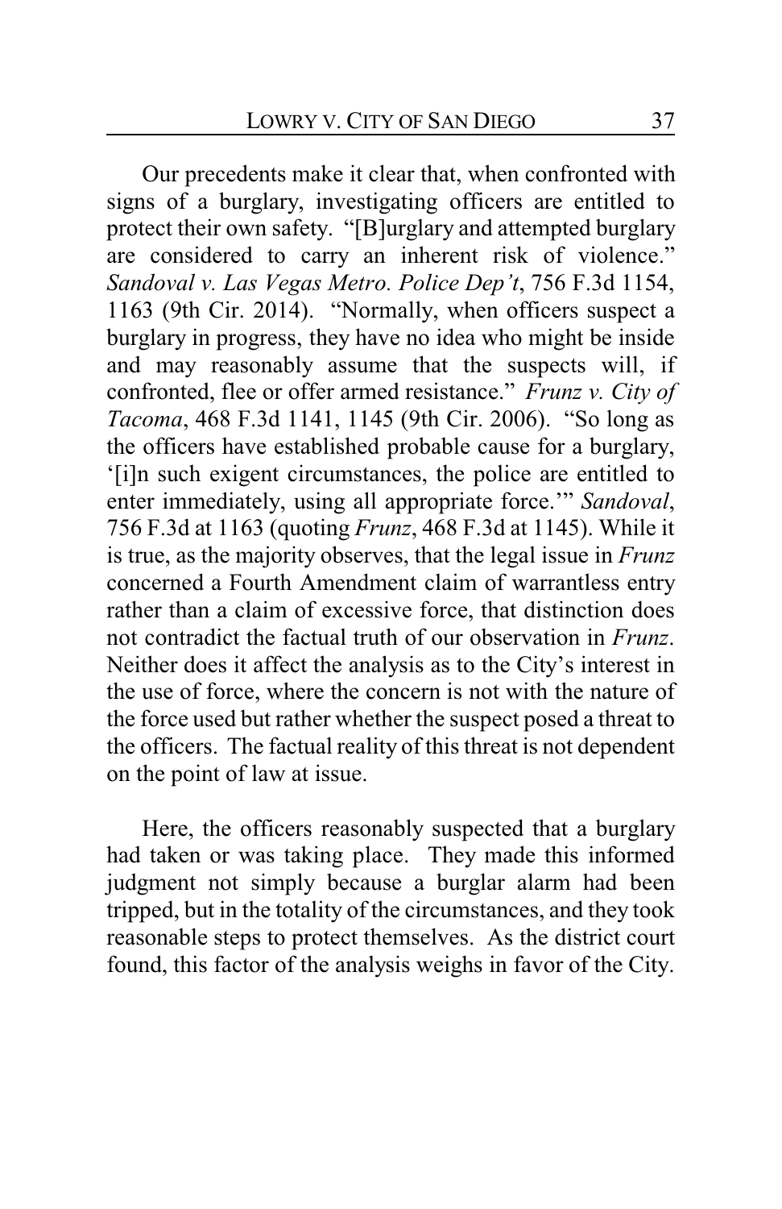Our precedents make it clear that, when confronted with signs of a burglary, investigating officers are entitled to protect their own safety. "[B]urglary and attempted burglary are considered to carry an inherent risk of violence." *Sandoval v. Las Vegas Metro. Police Dep't*, 756 F.3d 1154, 1163 (9th Cir. 2014). "Normally, when officers suspect a burglary in progress, they have no idea who might be inside and may reasonably assume that the suspects will, if confronted, flee or offer armed resistance." *Frunz v. City of Tacoma*, 468 F.3d 1141, 1145 (9th Cir. 2006). "So long as the officers have established probable cause for a burglary, '[i]n such exigent circumstances, the police are entitled to enter immediately, using all appropriate force.'" *Sandoval*, 756 F.3d at 1163 (quoting *Frunz*, 468 F.3d at 1145). While it is true, as the majority observes, that the legal issue in *Frunz* concerned a Fourth Amendment claim of warrantless entry rather than a claim of excessive force, that distinction does not contradict the factual truth of our observation in *Frunz*. Neither does it affect the analysis as to the City's interest in the use of force, where the concern is not with the nature of the force used but rather whether the suspect posed a threat to the officers. The factual reality of this threat is not dependent on the point of law at issue.

Here, the officers reasonably suspected that a burglary had taken or was taking place. They made this informed judgment not simply because a burglar alarm had been tripped, but in the totality of the circumstances, and they took reasonable steps to protect themselves. As the district court found, this factor of the analysis weighs in favor of the City.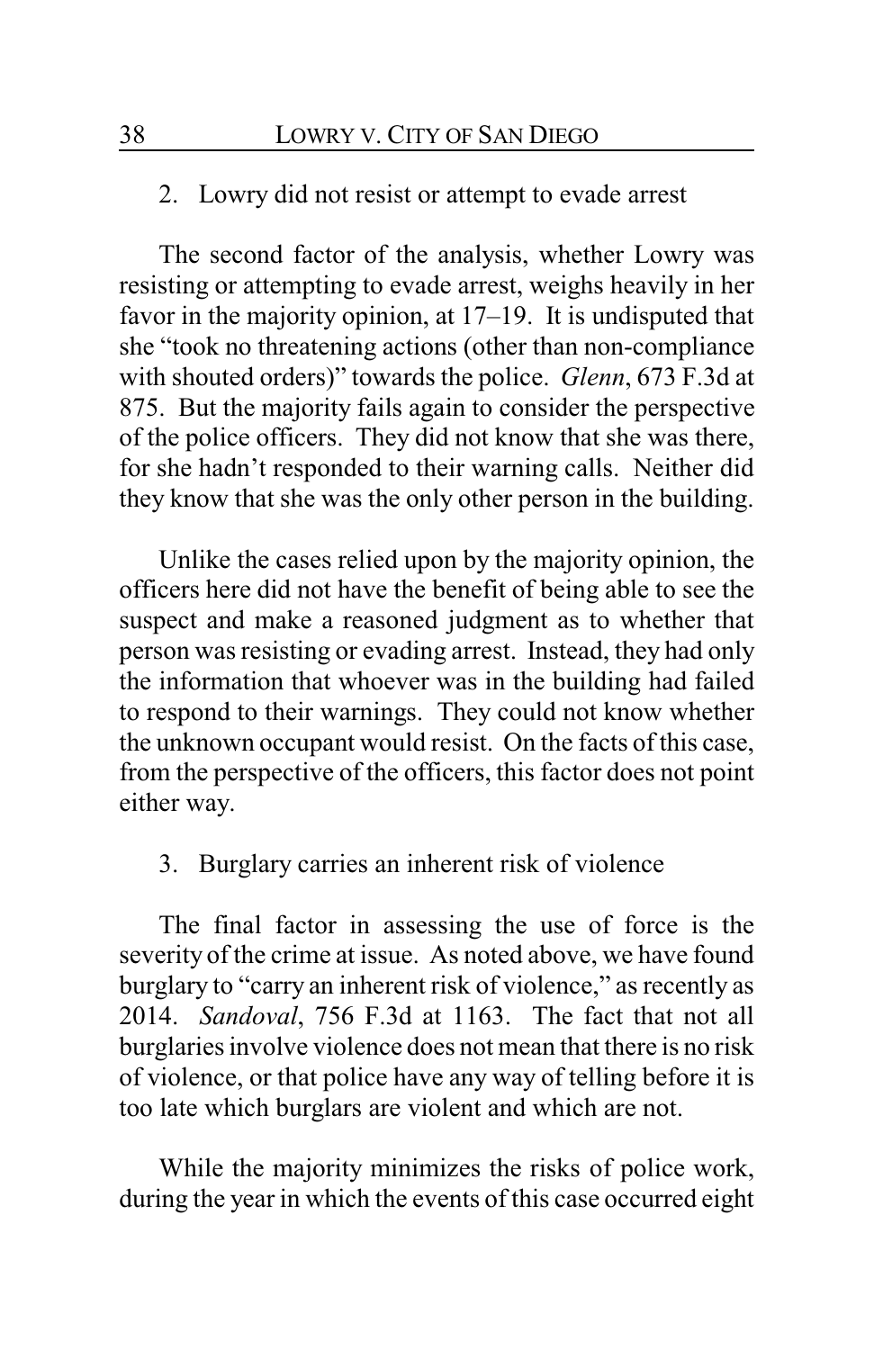2. Lowry did not resist or attempt to evade arrest

The second factor of the analysis, whether Lowry was resisting or attempting to evade arrest, weighs heavily in her favor in the majority opinion, at 17–19. It is undisputed that she "took no threatening actions (other than non-compliance with shouted orders)" towards the police. *Glenn*, 673 F.3d at 875. But the majority fails again to consider the perspective of the police officers. They did not know that she was there, for she hadn't responded to their warning calls. Neither did they know that she was the only other person in the building.

Unlike the cases relied upon by the majority opinion, the officers here did not have the benefit of being able to see the suspect and make a reasoned judgment as to whether that person was resisting or evading arrest. Instead, they had only the information that whoever was in the building had failed to respond to their warnings. They could not know whether the unknown occupant would resist. On the facts of this case, from the perspective of the officers, this factor does not point either way.

3. Burglary carries an inherent risk of violence

The final factor in assessing the use of force is the severity of the crime at issue. As noted above, we have found burglary to "carry an inherent risk of violence," as recently as 2014. *Sandoval*, 756 F.3d at 1163. The fact that not all burglaries involve violence does not mean that there is no risk of violence, or that police have any way of telling before it is too late which burglars are violent and which are not.

While the majority minimizes the risks of police work, during the year in which the events of this case occurred eight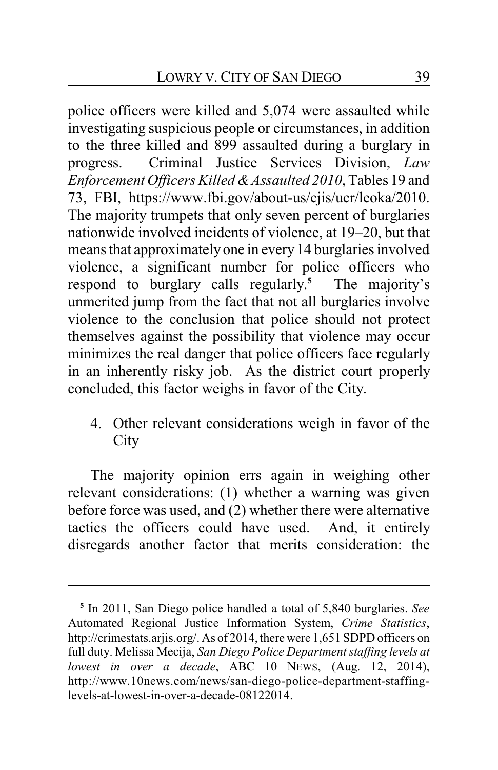police officers were killed and 5,074 were assaulted while investigating suspicious people or circumstances, in addition to the three killed and 899 assaulted during a burglary in progress. Criminal Justice Services Division, *Law Enforcement Officers Killed & Assaulted 2010*, Tables 19 and 73, FBI, https://www.fbi.gov/about-us/cjis/ucr/leoka/2010. The majority trumpets that only seven percent of burglaries nationwide involved incidents of violence, at 19–20, but that means that approximately one in every 14 burglaries involved violence, a significant number for police officers who respond to burglary calls regularly.[5] The majority's unmerited jump from the fact that not all burglaries involve violence to the conclusion that police should not protect themselves against the possibility that violence may occur minimizes the real danger that police officers face regularly in an inherently risky job. As the district court properly concluded, this factor weighs in favor of the City.

4. Other relevant considerations weigh in favor of the City

The majority opinion errs again in weighing other relevant considerations: (1) whether a warning was given before force was used, and (2) whether there were alternative tactics the officers could have used. And, it entirely disregards another factor that merits consideration: the

[5] In 2011, San Diego police handled a total of 5,840 burglaries. *See* Automated Regional Justice Information System, *Crime Statistics*, http://crimestats.arjis.org/. As of 2014, there were 1,651 SDPD officers on full duty. Melissa Mecija, *San Diego Police Department staffing levels at lowest in over a decade*, ABC 10 NEWS, (Aug. 12, 2014), http://www.10news.com/news/san-diego-police-department-staffing-levels-at-lowest-in-over-a-decade-08122014.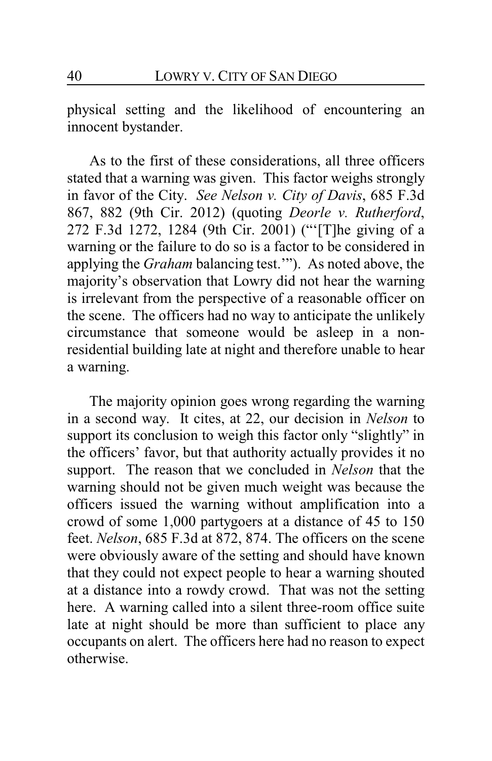physical setting and the likelihood of encountering an innocent bystander.

As to the first of these considerations, all three officers stated that a warning was given. This factor weighs strongly in favor of the City. *See Nelson v. City of Davis*, 685 F.3d 867, 882 (9th Cir. 2012) (quoting *Deorle v. Rutherford*, 272 F.3d 1272, 1284 (9th Cir. 2001) ("'[T]he giving of a warning or the failure to do so is a factor to be considered in applying the *Graham* balancing test.'"). As noted above, the majority's observation that Lowry did not hear the warning is irrelevant from the perspective of a reasonable officer on the scene. The officers had no way to anticipate the unlikely circumstance that someone would be asleep in a non-residential building late at night and therefore unable to hear a warning.

The majority opinion goes wrong regarding the warning in a second way. It cites, at 22, our decision in *Nelson* to support its conclusion to weigh this factor only "slightly" in the officers' favor, but that authority actually provides it no support. The reason that we concluded in *Nelson* that the warning should not be given much weight was because the officers issued the warning without amplification into a crowd of some 1,000 partygoers at a distance of 45 to 150 feet. *Nelson*, 685 F.3d at 872, 874. The officers on the scene were obviously aware of the setting and should have known that they could not expect people to hear a warning shouted at a distance into a rowdy crowd. That was not the setting here. A warning called into a silent three-room office suite late at night should be more than sufficient to place any occupants on alert. The officers here had no reason to expect otherwise.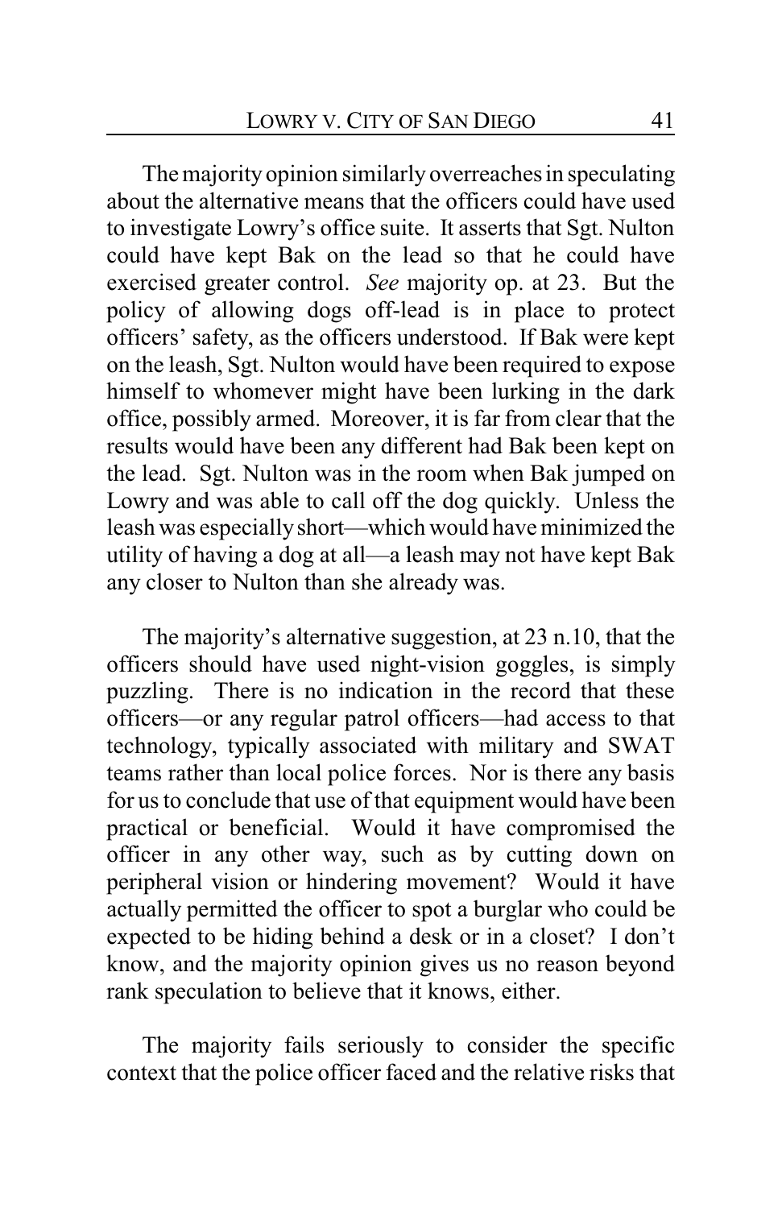The majority opinion similarly overreaches in speculating about the alternative means that the officers could have used to investigate Lowry's office suite. It asserts that Sgt. Nulton could have kept Bak on the lead so that he could have exercised greater control. *See* majority op. at 23. But the policy of allowing dogs off-lead is in place to protect officers' safety, as the officers understood. If Bak were kept on the leash, Sgt. Nulton would have been required to expose himself to whomever might have been lurking in the dark office, possibly armed. Moreover, it is far from clear that the results would have been any different had Bak been kept on the lead. Sgt. Nulton was in the room when Bak jumped on Lowry and was able to call off the dog quickly. Unless the leash was especially short—which would have minimized the utility of having a dog at all—a leash may not have kept Bak any closer to Nulton than she already was.

The majority's alternative suggestion, at 23 n.10, that the officers should have used night-vision goggles, is simply puzzling. There is no indication in the record that these officers—or any regular patrol officers—had access to that technology, typically associated with military and SWAT teams rather than local police forces. Nor is there any basis for us to conclude that use of that equipment would have been practical or beneficial. Would it have compromised the officer in any other way, such as by cutting down on peripheral vision or hindering movement? Would it have actually permitted the officer to spot a burglar who could be expected to be hiding behind a desk or in a closet? I don't know, and the majority opinion gives us no reason beyond rank speculation to believe that it knows, either.

The majority fails seriously to consider the specific context that the police officer faced and the relative risks that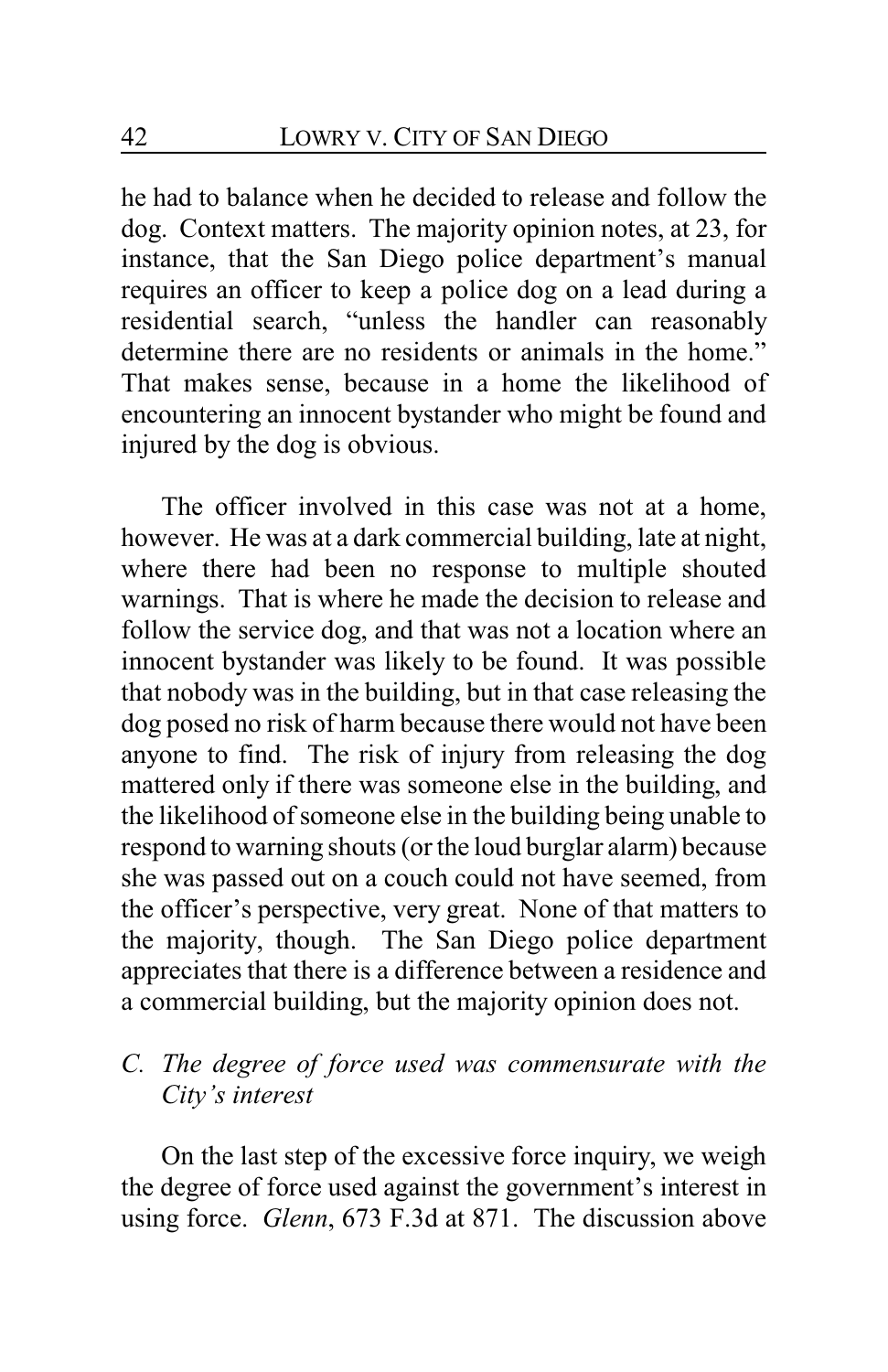he had to balance when he decided to release and follow the dog. Context matters. The majority opinion notes, at 23, for instance, that the San Diego police department's manual requires an officer to keep a police dog on a lead during a residential search, "unless the handler can reasonably determine there are no residents or animals in the home." That makes sense, because in a home the likelihood of encountering an innocent bystander who might be found and injured by the dog is obvious.

The officer involved in this case was not at a home, however. He was at a dark commercial building, late at night, where there had been no response to multiple shouted warnings. That is where he made the decision to release and follow the service dog, and that was not a location where an innocent bystander was likely to be found. It was possible that nobody was in the building, but in that case releasing the dog posed no risk of harm because there would not have been anyone to find. The risk of injury from releasing the dog mattered only if there was someone else in the building, and the likelihood of someone else in the building being unable to respond to warning shouts (or the loud burglar alarm) because she was passed out on a couch could not have seemed, from the officer's perspective, very great. None of that matters to the majority, though. The San Diego police department appreciates that there is a difference between a residence and a commercial building, but the majority opinion does not.

### *C. The degree of force used was commensurate with the City's interest*

On the last step of the excessive force inquiry, we weigh the degree of force used against the government's interest in using force. *Glenn*, 673 F.3d at 871. The discussion above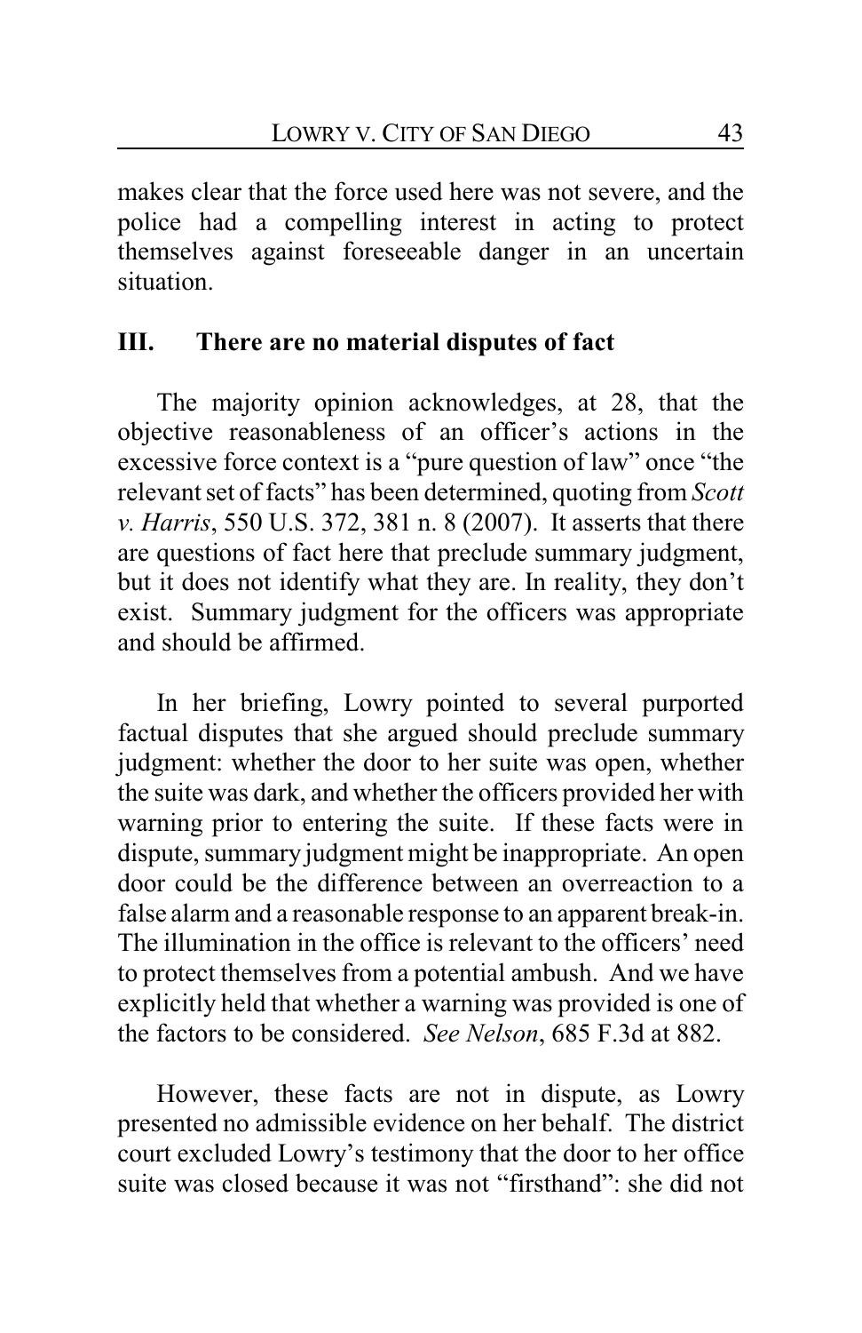makes clear that the force used here was not severe, and the police had a compelling interest in acting to protect themselves against foreseeable danger in an uncertain situation.

## III. There are no material disputes of fact

The majority opinion acknowledges, at 28, that the objective reasonableness of an officer's actions in the excessive force context is a "pure question of law" once "the relevant set of facts" has been determined, quoting from *Scott v. Harris*, 550 U.S. 372, 381 n. 8 (2007). It asserts that there are questions of fact here that preclude summary judgment, but it does not identify what they are. In reality, they don't exist. Summary judgment for the officers was appropriate and should be affirmed.

In her briefing, Lowry pointed to several purported factual disputes that she argued should preclude summary judgment: whether the door to her suite was open, whether the suite was dark, and whether the officers provided her with warning prior to entering the suite. If these facts were in dispute, summary judgment might be inappropriate. An open door could be the difference between an overreaction to a false alarm and a reasonable response to an apparent break-in. The illumination in the office is relevant to the officers' need to protect themselves from a potential ambush. And we have explicitly held that whether a warning was provided is one of the factors to be considered. *See Nelson*, 685 F.3d at 882.

However, these facts are not in dispute, as Lowry presented no admissible evidence on her behalf. The district court excluded Lowry's testimony that the door to her office suite was closed because it was not "firsthand": she did not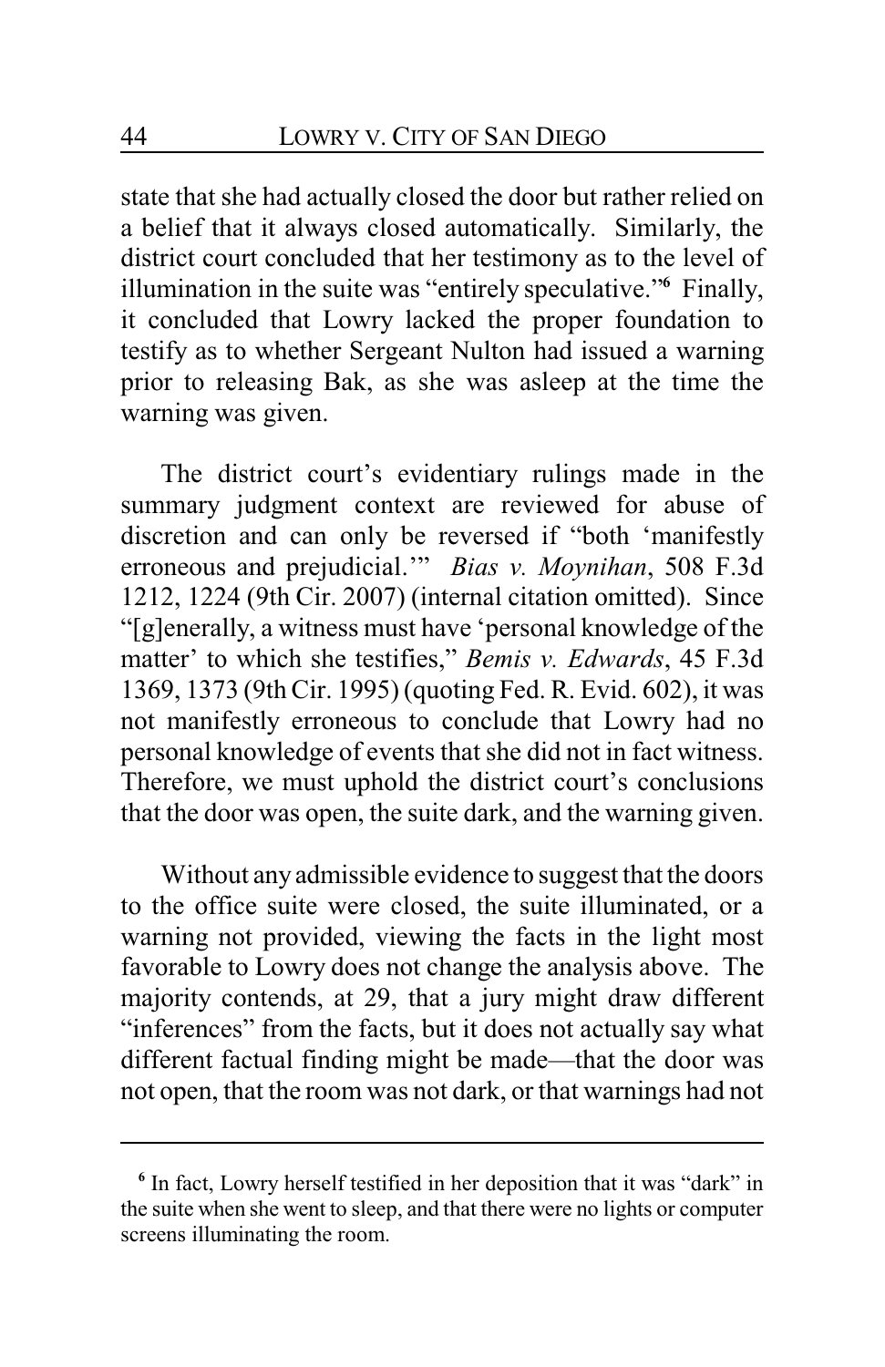state that she had actually closed the door but rather relied on a belief that it always closed automatically. Similarly, the district court concluded that her testimony as to the level of illumination in the suite was "entirely speculative."[6] Finally, it concluded that Lowry lacked the proper foundation to testify as to whether Sergeant Nulton had issued a warning prior to releasing Bak, as she was asleep at the time the warning was given.

The district court's evidentiary rulings made in the summary judgment context are reviewed for abuse of discretion and can only be reversed if "both 'manifestly erroneous and prejudicial.'" *Bias v. Moynihan*, 508 F.3d 1212, 1224 (9th Cir. 2007) (internal citation omitted). Since "[g]enerally, a witness must have 'personal knowledge of the matter' to which she testifies," *Bemis v. Edwards*, 45 F.3d 1369, 1373 (9th Cir. 1995) (quoting Fed. R. Evid. 602), it was not manifestly erroneous to conclude that Lowry had no personal knowledge of events that she did not in fact witness. Therefore, we must uphold the district court's conclusions that the door was open, the suite dark, and the warning given.

Without any admissible evidence to suggest that the doors to the office suite were closed, the suite illuminated, or a warning not provided, viewing the facts in the light most favorable to Lowry does not change the analysis above. The majority contends, at 29, that a jury might draw different "inferences" from the facts, but it does not actually say what different factual finding might be made—that the door was not open, that the room was not dark, or that warnings had not

---

[6] In fact, Lowry herself testified in her deposition that it was "dark" in the suite when she went to sleep, and that there were no lights or computer screens illuminating the room.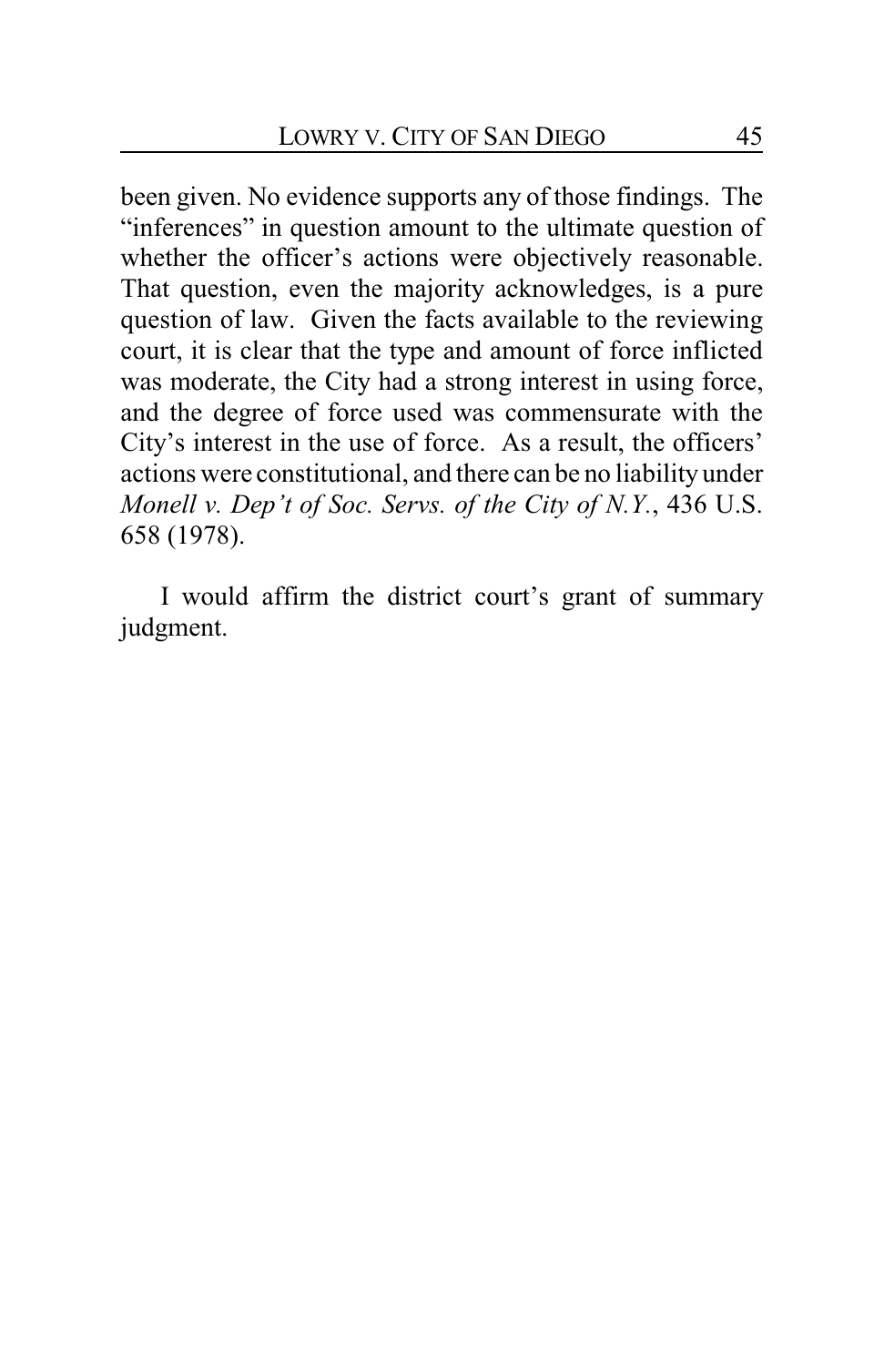been given. No evidence supports any of those findings. The "inferences" in question amount to the ultimate question of whether the officer's actions were objectively reasonable. That question, even the majority acknowledges, is a pure question of law. Given the facts available to the reviewing court, it is clear that the type and amount of force inflicted was moderate, the City had a strong interest in using force, and the degree of force used was commensurate with the City's interest in the use of force. As a result, the officers' actions were constitutional, and there can be no liability under *Monell v. Dep't of Soc. Servs. of the City of N.Y.*, 436 U.S. 658 (1978).

I would affirm the district court's grant of summary judgment.